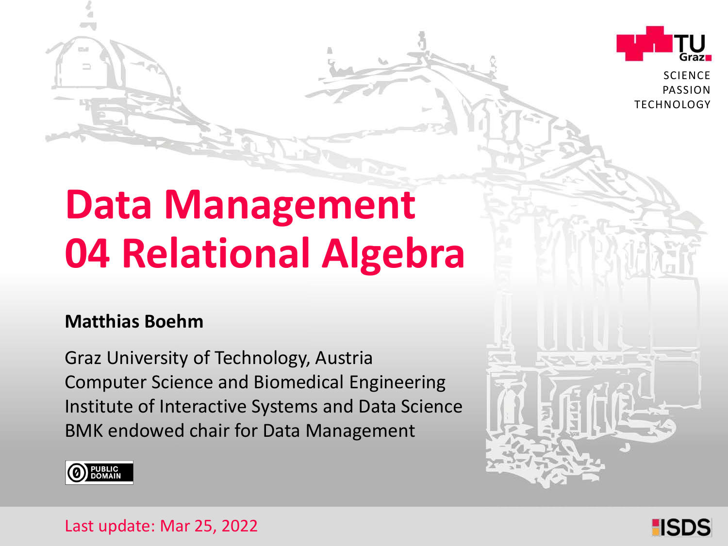# Data Management
# 04 Relational Algebra

**Matthias Boehm**

Graz University of Technology, Austria
Computer Science and Biomedical Engineering
Institute of Interactive Systems and Data Science
BMK endowed chair for Data Management

Last update: Mar 25, 2022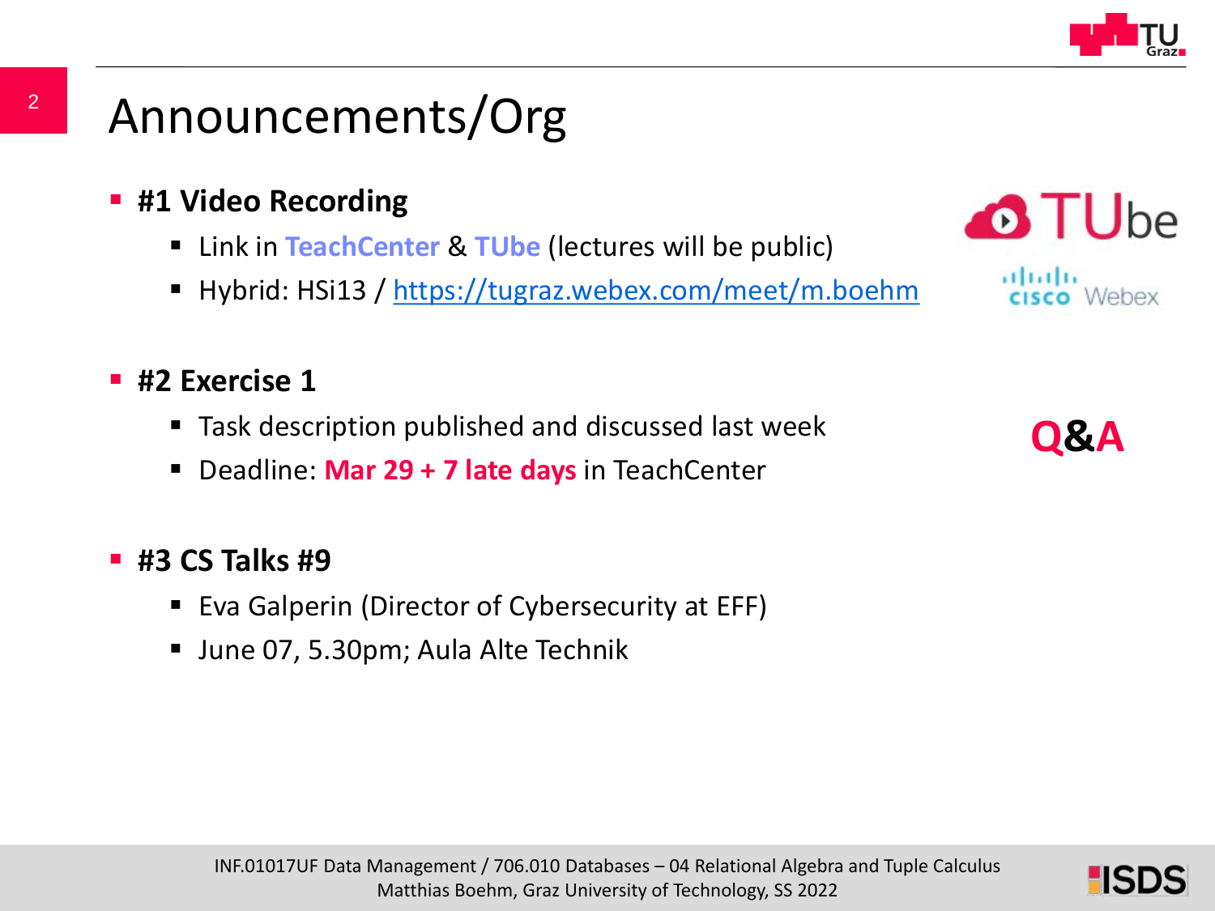# Announcements/Org

- **#1 Video Recording**
  - Link in **TeachCenter** & **TUbe** (lectures will be public)
  - Hybrid: HSi13 / https://tugraz.webex.com/meet/m.boehm

- **#2 Exercise 1**
  - Task description published and discussed last week
  - Deadline: **Mar 29 + 7 late days** in TeachCenter

- **#3 CS Talks #9**
  - Eva Galperin (Director of Cybersecurity at EFF)
  - June 07, 5.30pm; Aula Alte Technik

**Q&A**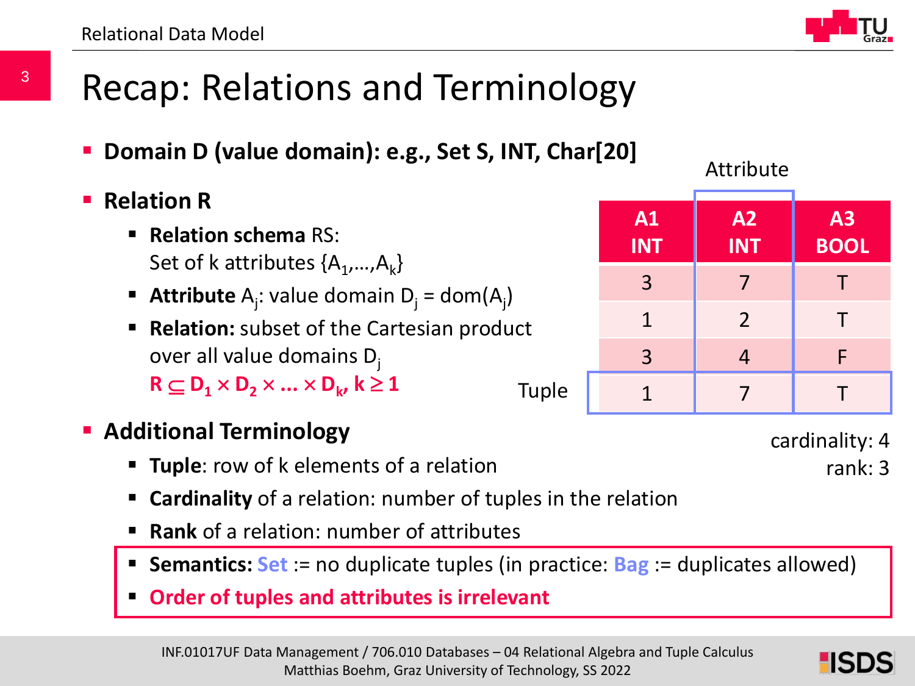# Recap: Relations and Terminology

- **Domain D (value domain): e.g., Set S, INT, Char[20]**
- **Relation R**
  - **Relation schema** RS: Set of k attributes $\{A_1,\ldots,A_k\}$
  - **Attribute** $A_j$: value domain $D_j = \text{dom}(A_j)$
  - **Relation:** subset of the Cartesian product over all value domains $D_j$
    $\mathbf{R \subseteq D_1 \times D_2 \times \ldots \times D_k,\ k \geq 1}$

Attribute

| A1 INT | A2 INT | A3 BOOL |
|---|---|---|
| 3 | 7 | T |
| 1 | 2 | T |
| 3 | 4 | F |
| 1 | 7 | T |

Tuple

cardinality: 4
rank: 3

- **Additional Terminology**
  - **Tuple**: row of k elements of a relation
  - **Cardinality** of a relation: number of tuples in the relation
  - **Rank** of a relation: number of attributes
  - **Semantics:** Set := no duplicate tuples (in practice: Bag := duplicates allowed)
  - **Order of tuples and attributes is irrelevant**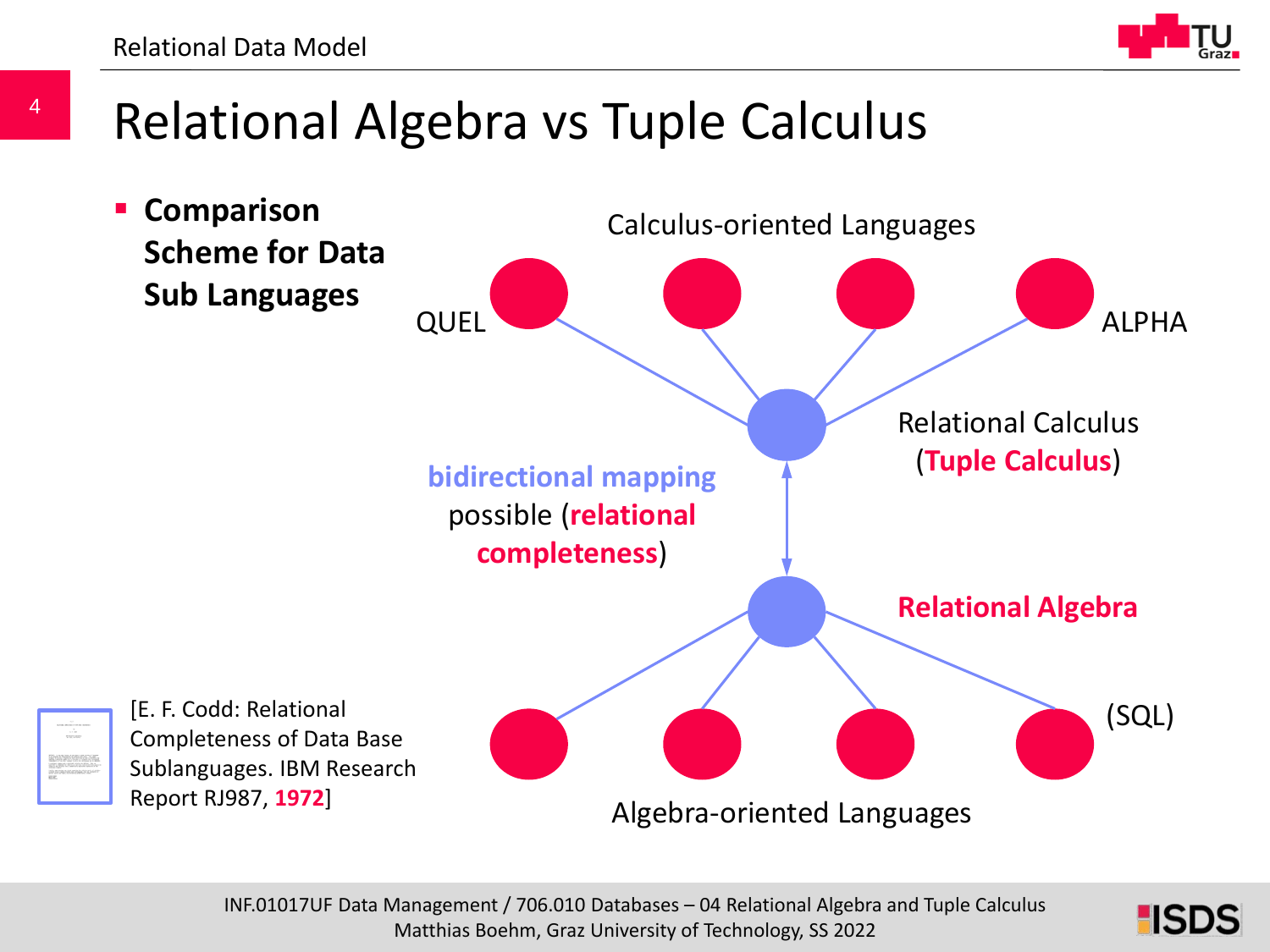# Relational Algebra vs Tuple Calculus

- **Comparison Scheme for Data Sub Languages**

Calculus-oriented Languages

QUEL

ALPHA

Relational Calculus (**Tuple Calculus**)

**bidirectional mapping** possible (**relational completeness**)

**Relational Algebra**

(SQL)

Algebra-oriented Languages

[E. F. Codd: Relational Completeness of Data Base Sublanguages. IBM Research Report RJ987, **1972**]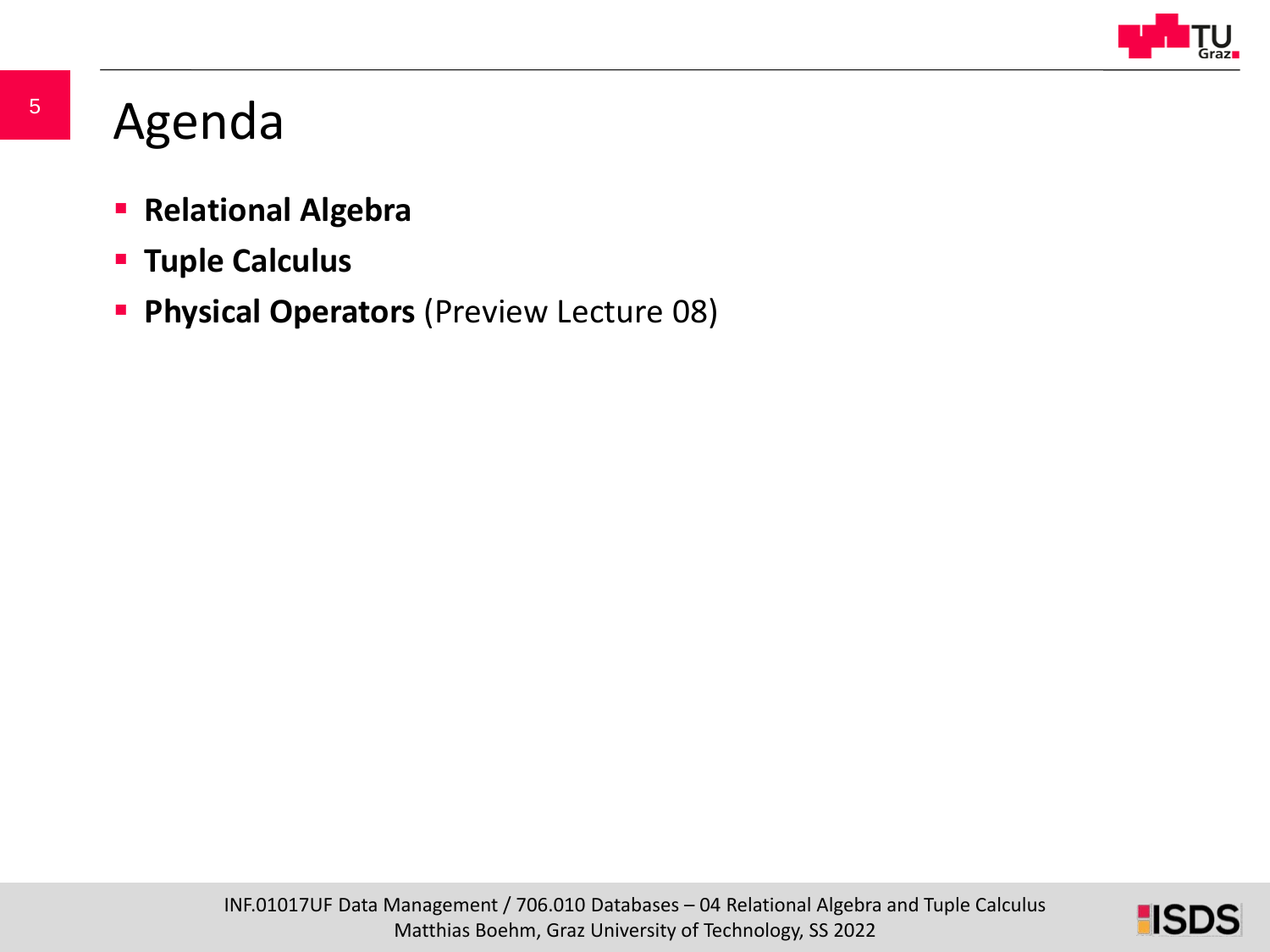# Agenda

- **Relational Algebra**
- **Tuple Calculus**
- **Physical Operators** (Preview Lecture 08)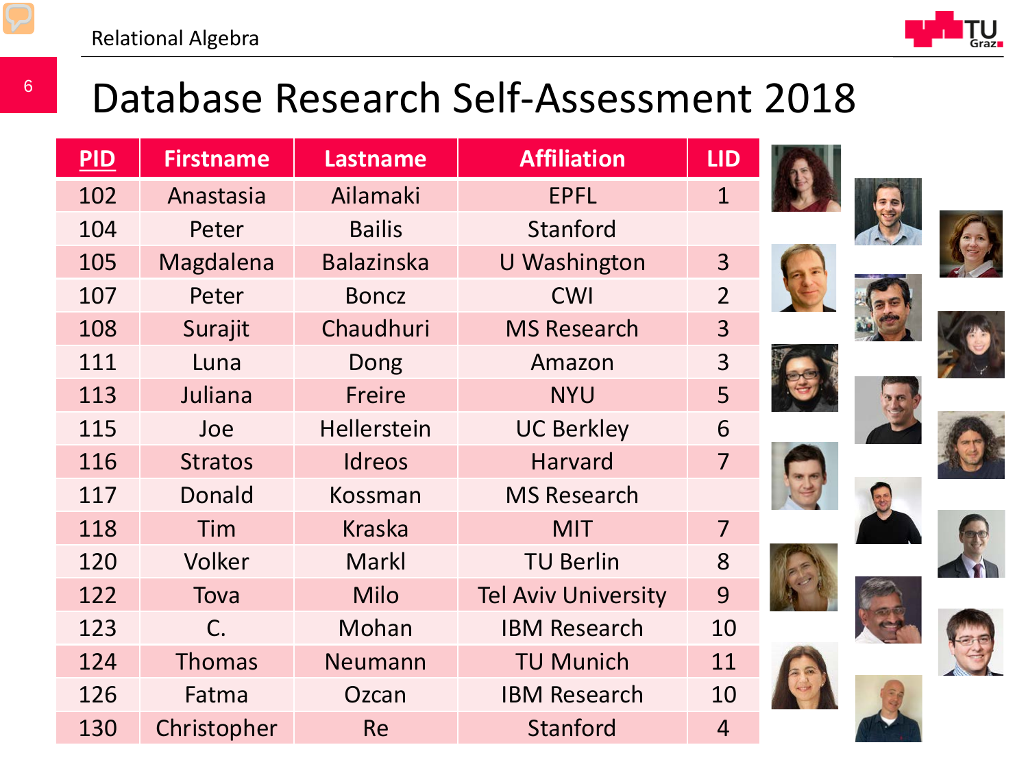# Database Research Self-Assessment 2018

| PID | Firstname | Lastname | Affiliation | LID |
|---|---|---|---|---|
| 102 | Anastasia | Ailamaki | EPFL | 1 |
| 104 | Peter | Bailis | Stanford | |
| 105 | Magdalena | Balazinska | U Washington | 3 |
| 107 | Peter | Boncz | CWI | 2 |
| 108 | Surajit | Chaudhuri | MS Research | 3 |
| 111 | Luna | Dong | Amazon | 3 |
| 113 | Juliana | Freire | NYU | 5 |
| 115 | Joe | Hellerstein | UC Berkley | 6 |
| 116 | Stratos | Idreos | Harvard | 7 |
| 117 | Donald | Kossman | MS Research | |
| 118 | Tim | Kraska | MIT | 7 |
| 120 | Volker | Markl | TU Berlin | 8 |
| 122 | Tova | Milo | Tel Aviv University | 9 |
| 123 | C. | Mohan | IBM Research | 10 |
| 124 | Thomas | Neumann | TU Munich | 11 |
| 126 | Fatma | Ozcan | IBM Research | 10 |
| 130 | Christopher | Re | Stanford | 4 |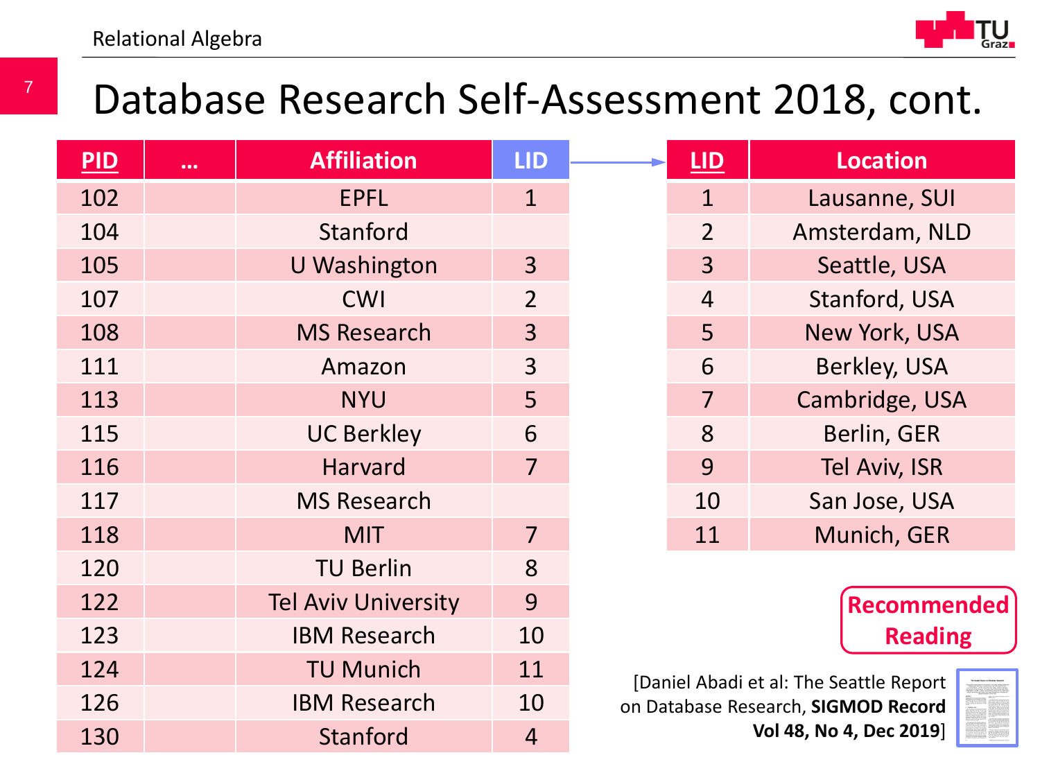# Database Research Self-Assessment 2018, cont.

| PID | ... | Affiliation | LID |
|---|---|---|---|
| 102 | | EPFL | 1 |
| 104 | | Stanford | |
| 105 | | U Washington | 3 |
| 107 | | CWI | 2 |
| 108 | | MS Research | 3 |
| 111 | | Amazon | 3 |
| 113 | | NYU | 5 |
| 115 | | UC Berkley | 6 |
| 116 | | Harvard | 7 |
| 117 | | MS Research | |
| 118 | | MIT | 7 |
| 120 | | TU Berlin | 8 |
| 122 | | Tel Aviv University | 9 |
| 123 | | IBM Research | 10 |
| 124 | | TU Munich | 11 |
| 126 | | IBM Research | 10 |
| 130 | | Stanford | 4 |

| LID | Location |
|---|---|
| 1 | Lausanne, SUI |
| 2 | Amsterdam, NLD |
| 3 | Seattle, USA |
| 4 | Stanford, USA |
| 5 | New York, USA |
| 6 | Berkley, USA |
| 7 | Cambridge, USA |
| 8 | Berlin, GER |
| 9 | Tel Aviv, ISR |
| 10 | San Jose, USA |
| 11 | Munich, GER |

**Recommended Reading**

[Daniel Abadi et al: The Seattle Report on Database Research, **SIGMOD Record Vol 48, No 4, Dec 2019**]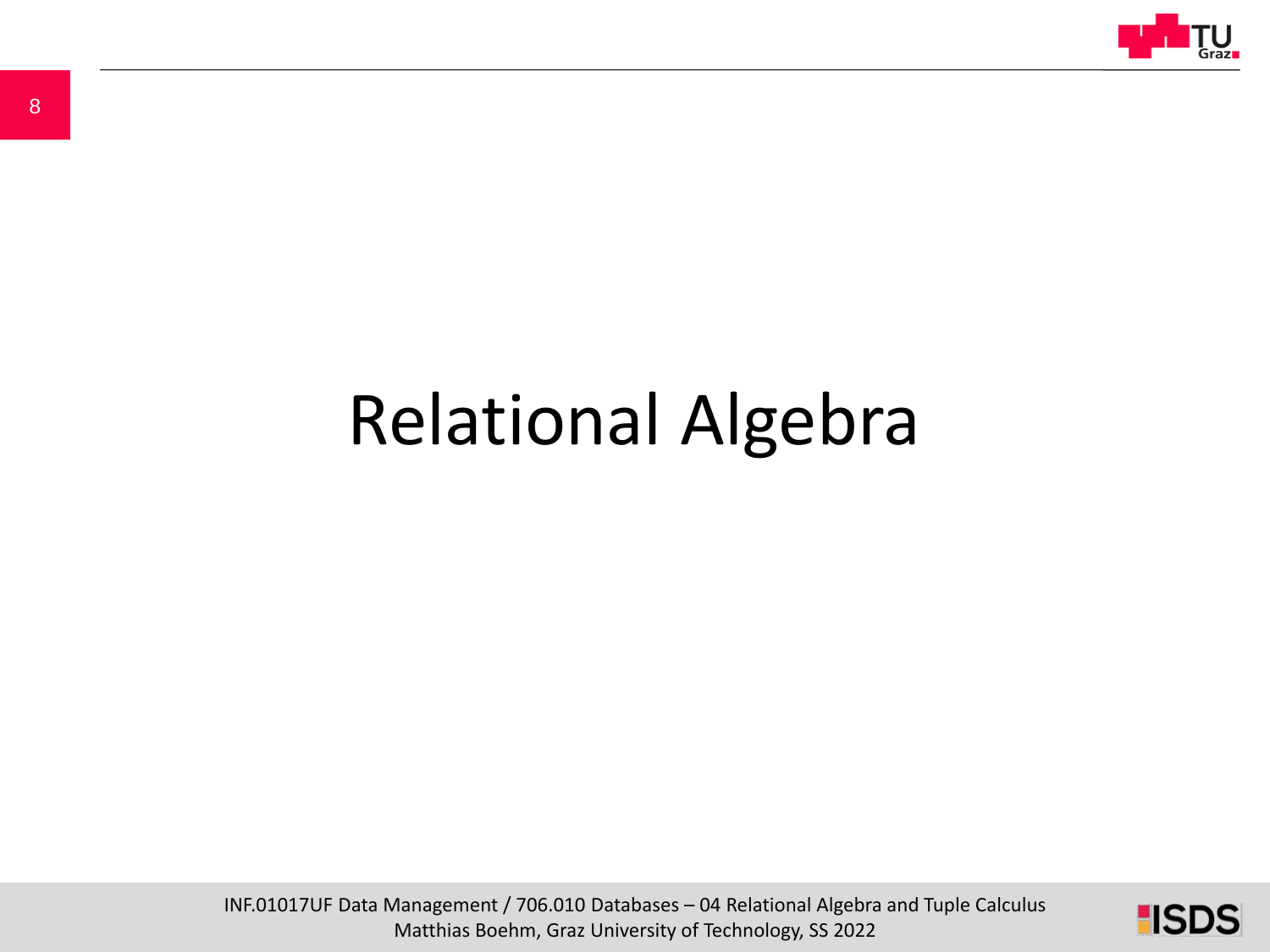# Relational Algebra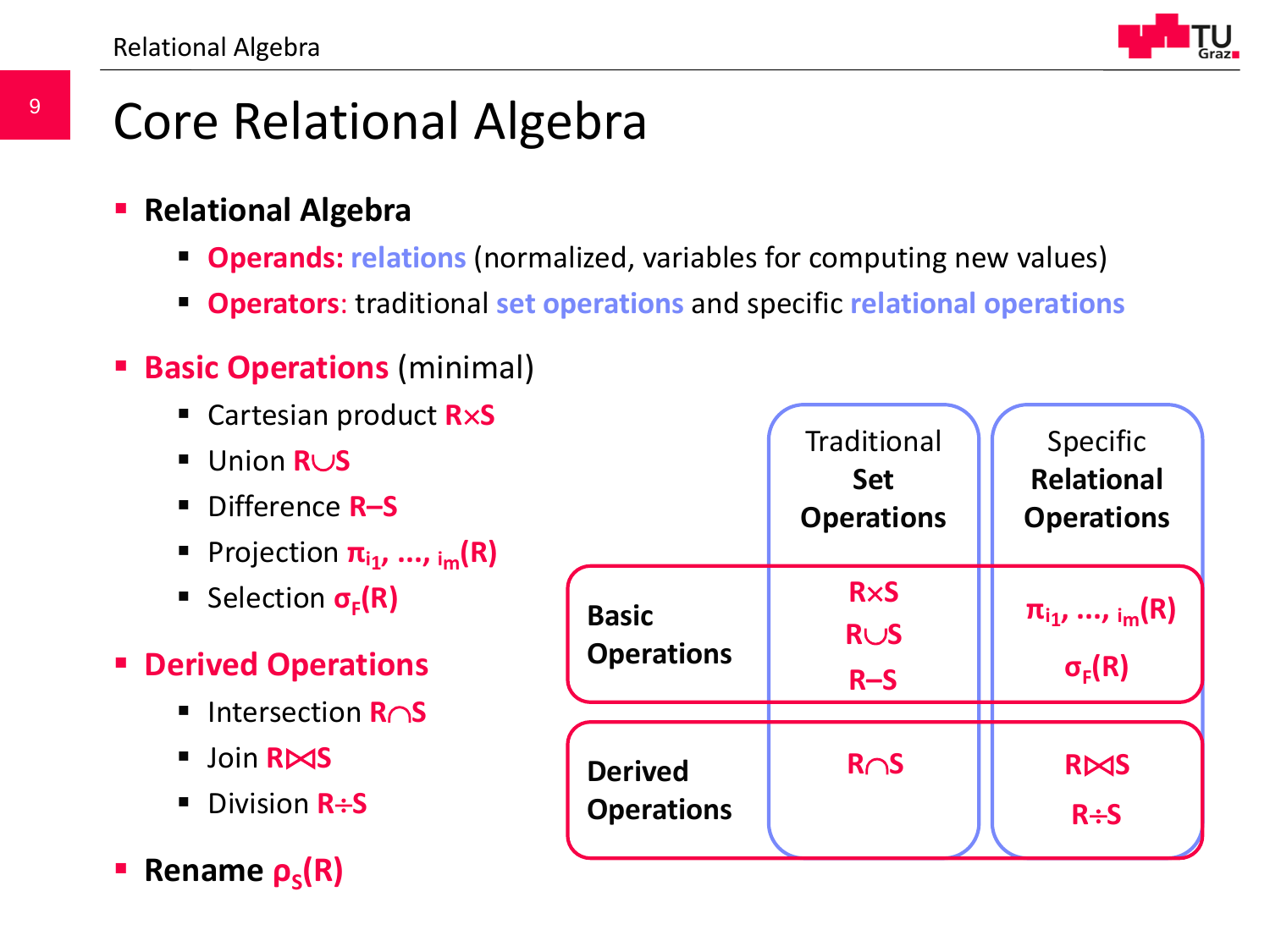# Core Relational Algebra

- **Relational Algebra**
  - **Operands:** **relations** (normalized, variables for computing new values)
  - **Operators**: traditional **set operations** and specific **relational operations**
- **Basic Operations** (minimal)
  - Cartesian product $R \times S$
  - Union $R \cup S$
  - Difference $R - S$
  - Projection $\pi_{i_1, \ldots, i_m}(R)$
  - Selection $\sigma_F(R)$
- **Derived Operations**
  - Intersection $R \cap S$
  - Join $R \bowtie S$
  - Division $R \div S$
- **Rename** $\rho_S(R)$

| | Traditional **Set Operations** | Specific **Relational Operations** |
|---|---|---|
| **Basic Operations** | $R \times S$, $R \cup S$, $R - S$ | $\pi_{i_1, \ldots, i_m}(R)$, $\sigma_F(R)$ |
| **Derived Operations** | $R \cap S$ | $R \bowtie S$, $R \div S$ |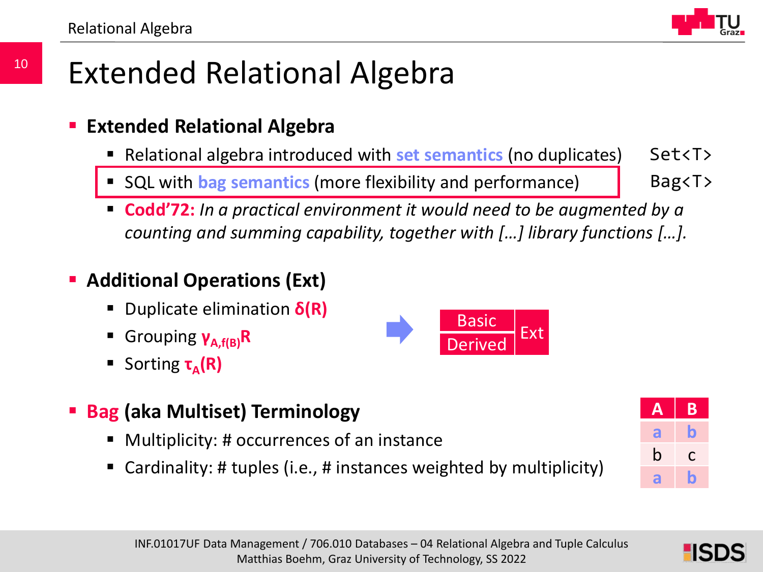# Extended Relational Algebra

- **Extended Relational Algebra**
  - Relational algebra introduced with **set semantics** (no duplicates) `Set<T>`
  - SQL with **bag semantics** (more flexibility and performance) `Bag<T>`
  - **Codd'72:** *In a practical environment it would need to be augmented by a counting and summing capability, together with […] library functions […].*

- **Additional Operations (Ext)**
  - Duplicate elimination $\delta(R)$
  - Grouping $\gamma_{A,f(B)}R$
  - Sorting $\tau_A(R)$

| Basic | Ext |
|---|---|
| Derived | |

- **Bag (aka Multiset) Terminology**
  - Multiplicity: # occurrences of an instance
  - Cardinality: # tuples (i.e., # instances weighted by multiplicity)

| A | B |
|---|---|
| a | b |
| b | c |
| a | b |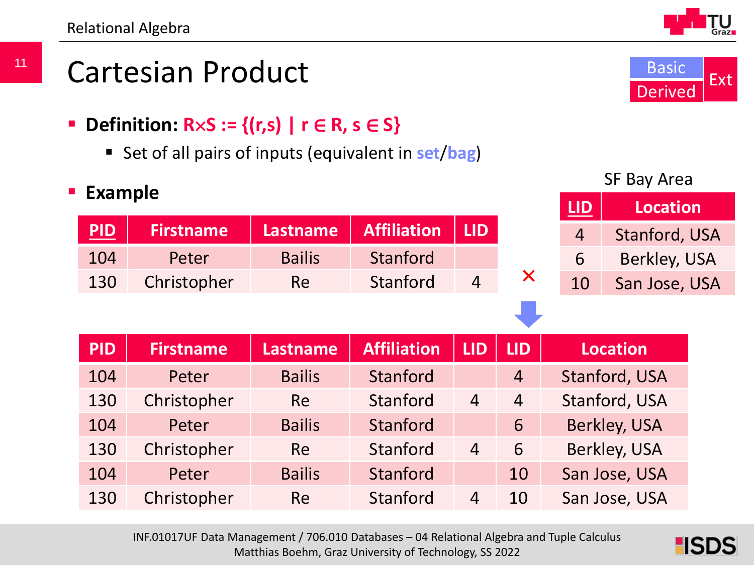# Cartesian Product

Basic | Derived | Ext

- **Definition: $R \times S := \{(r,s) \mid r \in R, s \in S\}$**
  - Set of all pairs of inputs (equivalent in set/bag)

- **Example**

| PID | Firstname | Lastname | Affiliation | LID |
|---|---|---|---|---|
| 104 | Peter | Bailis | Stanford | |
| 130 | Christopher | Re | Stanford | 4 |

×

SF Bay Area

| LID | Location |
|---|---|
| 4 | Stanford, USA |
| 6 | Berkley, USA |
| 10 | San Jose, USA |

| PID | Firstname | Lastname | Affiliation | LID | LID | Location |
|---|---|---|---|---|---|---|
| 104 | Peter | Bailis | Stanford | | 4 | Stanford, USA |
| 130 | Christopher | Re | Stanford | 4 | 4 | Stanford, USA |
| 104 | Peter | Bailis | Stanford | | 6 | Berkley, USA |
| 130 | Christopher | Re | Stanford | 4 | 6 | Berkley, USA |
| 104 | Peter | Bailis | Stanford | | 10 | San Jose, USA |
| 130 | Christopher | Re | Stanford | 4 | 10 | San Jose, USA |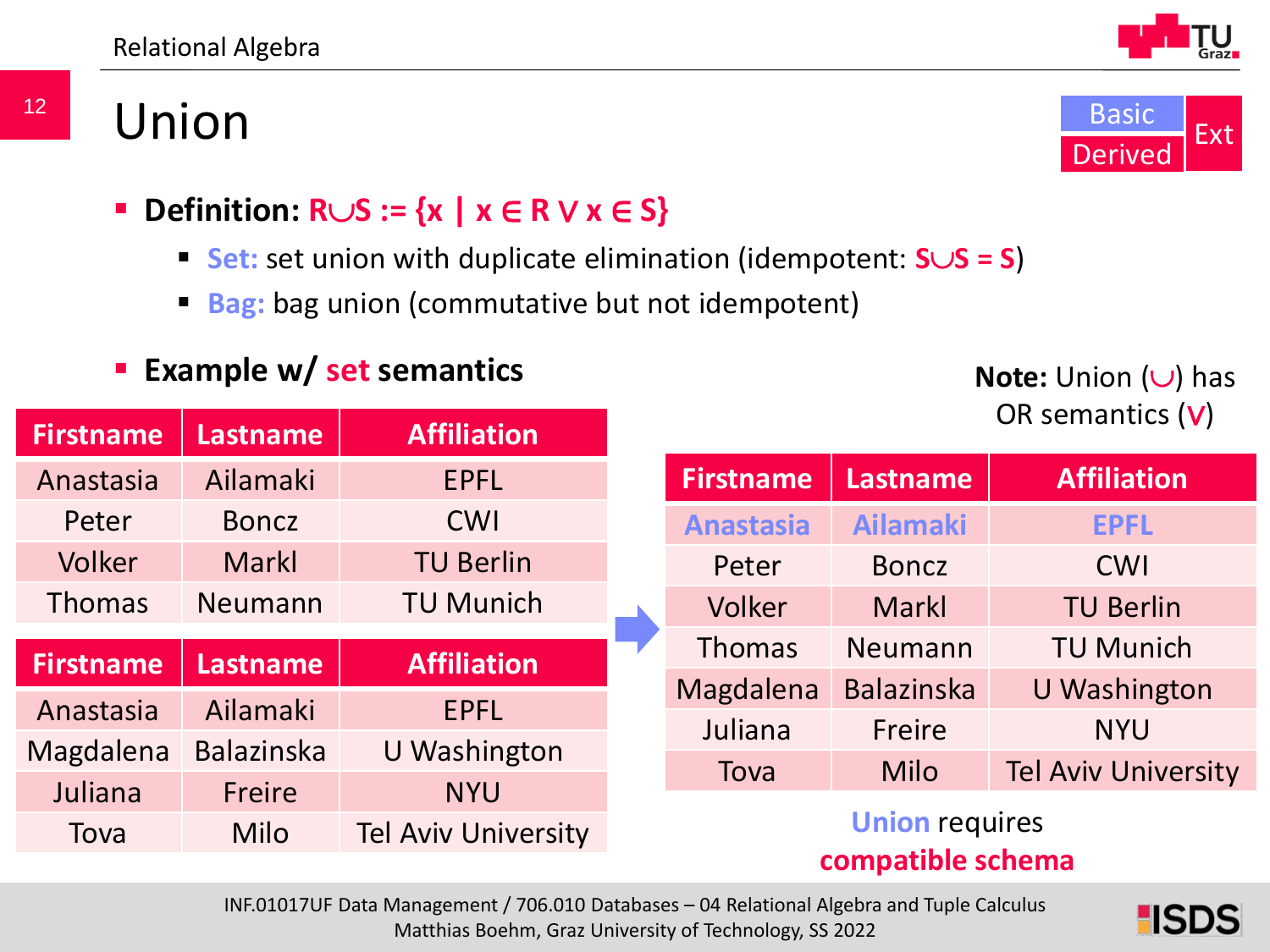# Union

Basic | Derived | Ext

- **Definition:** $R \cup S := \{x \mid x \in R \lor x \in S\}$
  - **Set:** set union with duplicate elimination (idempotent: $S \cup S = S$)
  - **Bag:** bag union (commutative but not idempotent)

- **Example w/ set semantics**

| Firstname | Lastname | Affiliation |
|---|---|---|
| Anastasia | Ailamaki | EPFL |
| Peter | Boncz | CWI |
| Volker | Markl | TU Berlin |
| Thomas | Neumann | TU Munich |

| Firstname | Lastname | Affiliation |
|---|---|---|
| Anastasia | Ailamaki | EPFL |
| Magdalena | Balazinska | U Washington |
| Juliana | Freire | NYU |
| Tova | Milo | Tel Aviv University |

⇒

**Note:** Union ($\cup$) has OR semantics ($\lor$)

| Firstname | Lastname | Affiliation |
|---|---|---|
| Anastasia | Ailamaki | EPFL |
| Peter | Boncz | CWI |
| Volker | Markl | TU Berlin |
| Thomas | Neumann | TU Munich |
| Magdalena | Balazinska | U Washington |
| Juliana | Freire | NYU |
| Tova | Milo | Tel Aviv University |

Union requires **compatible schema**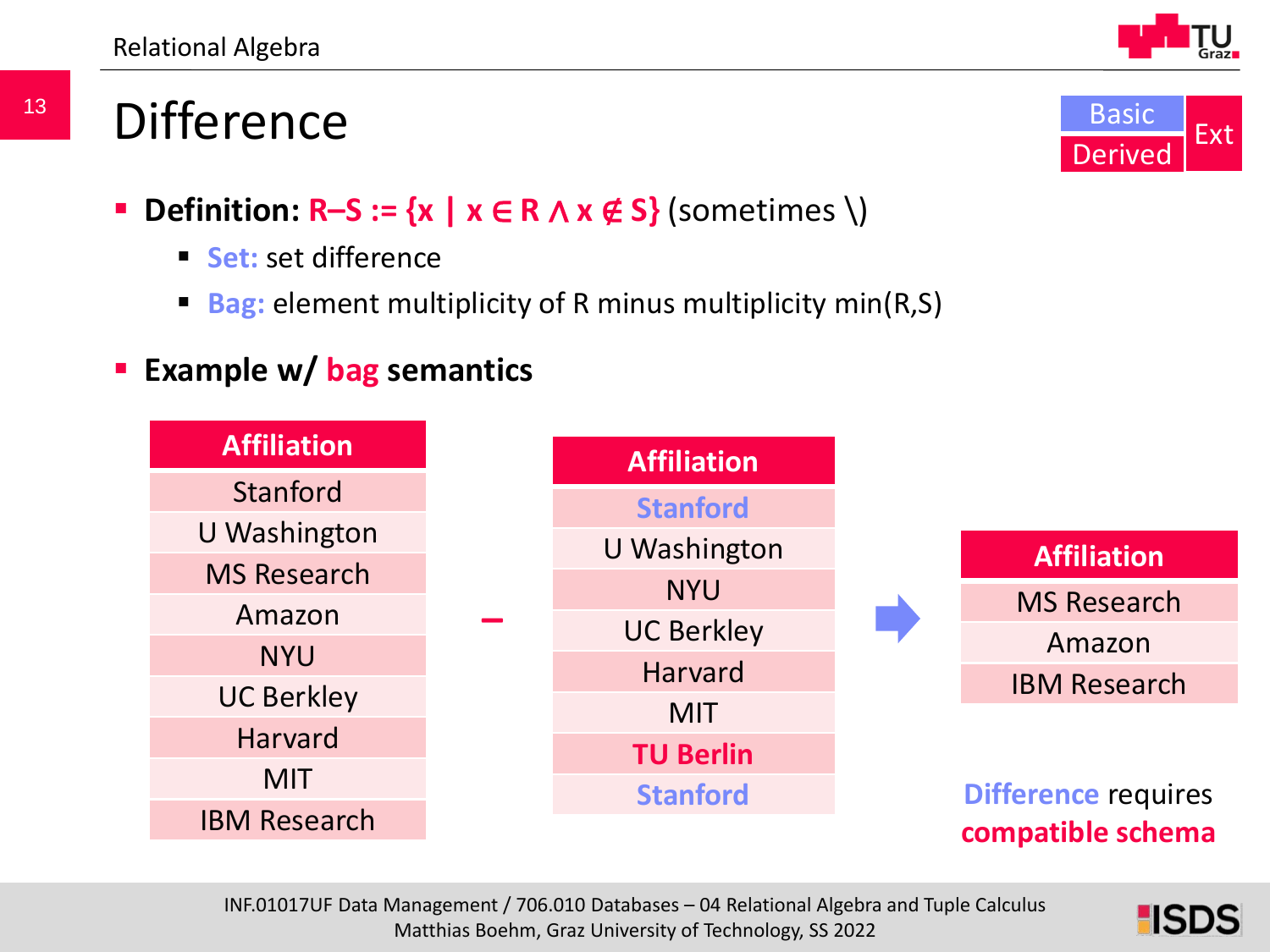# Difference

Basic | Derived | Ext

- **Definition:** $R - S := \{x \mid x \in R \wedge x \notin S\}$ (sometimes \)
  - **Set:** set difference
  - **Bag:** element multiplicity of R minus multiplicity min(R,S)
- **Example w/ bag semantics**

| Affiliation |
|---|
| Stanford |
| U Washington |
| MS Research |
| Amazon |
| NYU |
| UC Berkley |
| Harvard |
| MIT |
| IBM Research |

−

| Affiliation |
|---|
| Stanford |
| U Washington |
| NYU |
| UC Berkley |
| Harvard |
| MIT |
| TU Berlin |
| Stanford |

⇒

| Affiliation |
|---|
| MS Research |
| Amazon |
| IBM Research |

**Difference** requires **compatible schema**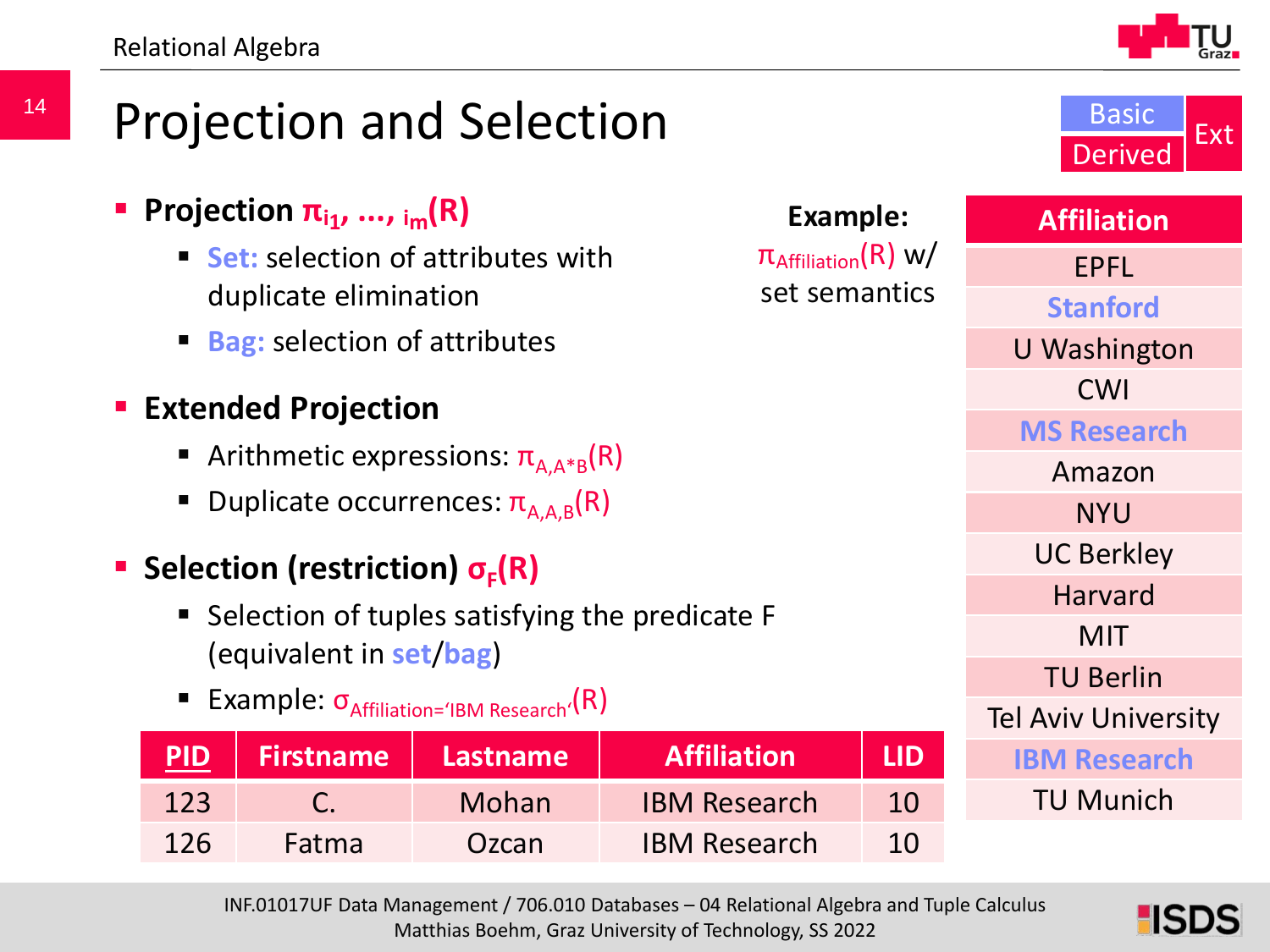# Projection and Selection

Basic | Derived | Ext

- **Projection $\pi_{i_1, \ldots, i_m}(R)$**
  - **Set:** selection of attributes with duplicate elimination
  - **Bag:** selection of attributes
- **Extended Projection**
  - Arithmetic expressions: $\pi_{A,A*B}(R)$
  - Duplicate occurrences: $\pi_{A,A,B}(R)$
- **Selection (restriction) $\sigma_F(R)$**
  - Selection of tuples satisfying the predicate F (equivalent in **set**/**bag**)
  - Example: $\sigma_{Affiliation='IBM Research'}(R)$

| PID | Firstname | Lastname | Affiliation | LID |
|---|---|---|---|---|
| 123 | C. | Mohan | IBM Research | 10 |
| 126 | Fatma | Ozcan | IBM Research | 10 |

**Example:**
$\pi_{Affiliation}(R)$ w/ set semantics

| Affiliation |
|---|
| EPFL |
| Stanford |
| U Washington |
| CWI |
| MS Research |
| Amazon |
| NYU |
| UC Berkley |
| Harvard |
| MIT |
| TU Berlin |
| Tel Aviv University |
| IBM Research |
| TU Munich |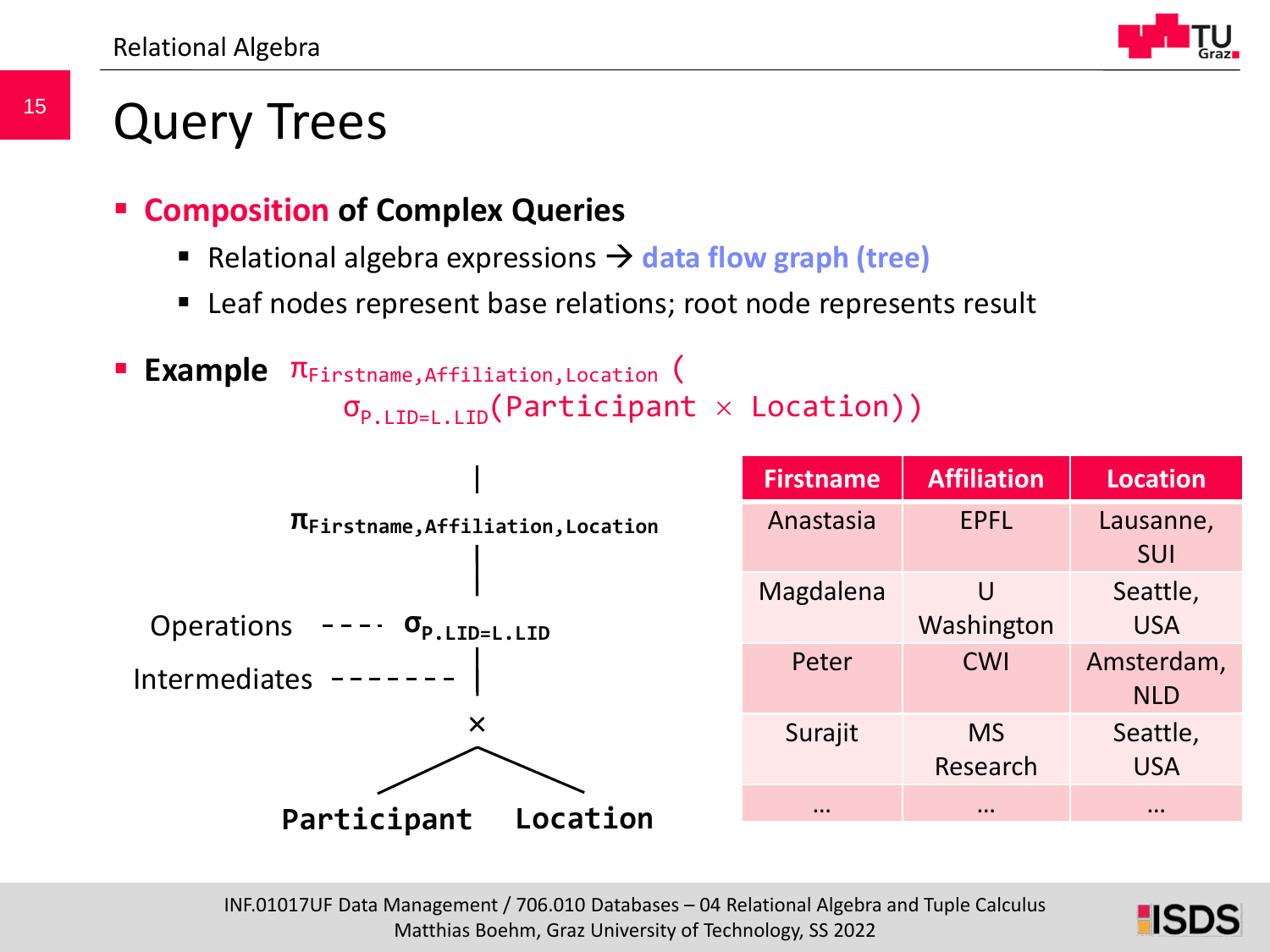# Query Trees

- **Composition of Complex Queries**
  - Relational algebra expressions → **data flow graph (tree)**
  - Leaf nodes represent base relations; root node represents result

- **Example** $\pi_{Firstname,Affiliation,Location}(\sigma_{P.LID=L.LID}(Participant \times Location))$

```
                       |
     π Firstname,Affiliation,Location
                       |
Operations   ----  σ P.LID=L.LID
Intermediates -------  |
                       ×
                     /   \
          Participant     Location
```

| Firstname | Affiliation | Location |
|---|---|---|
| Anastasia | EPFL | Lausanne, SUI |
| Magdalena | U Washington | Seattle, USA |
| Peter | CWI | Amsterdam, NLD |
| Surajit | MS Research | Seattle, USA |
| … | … | … |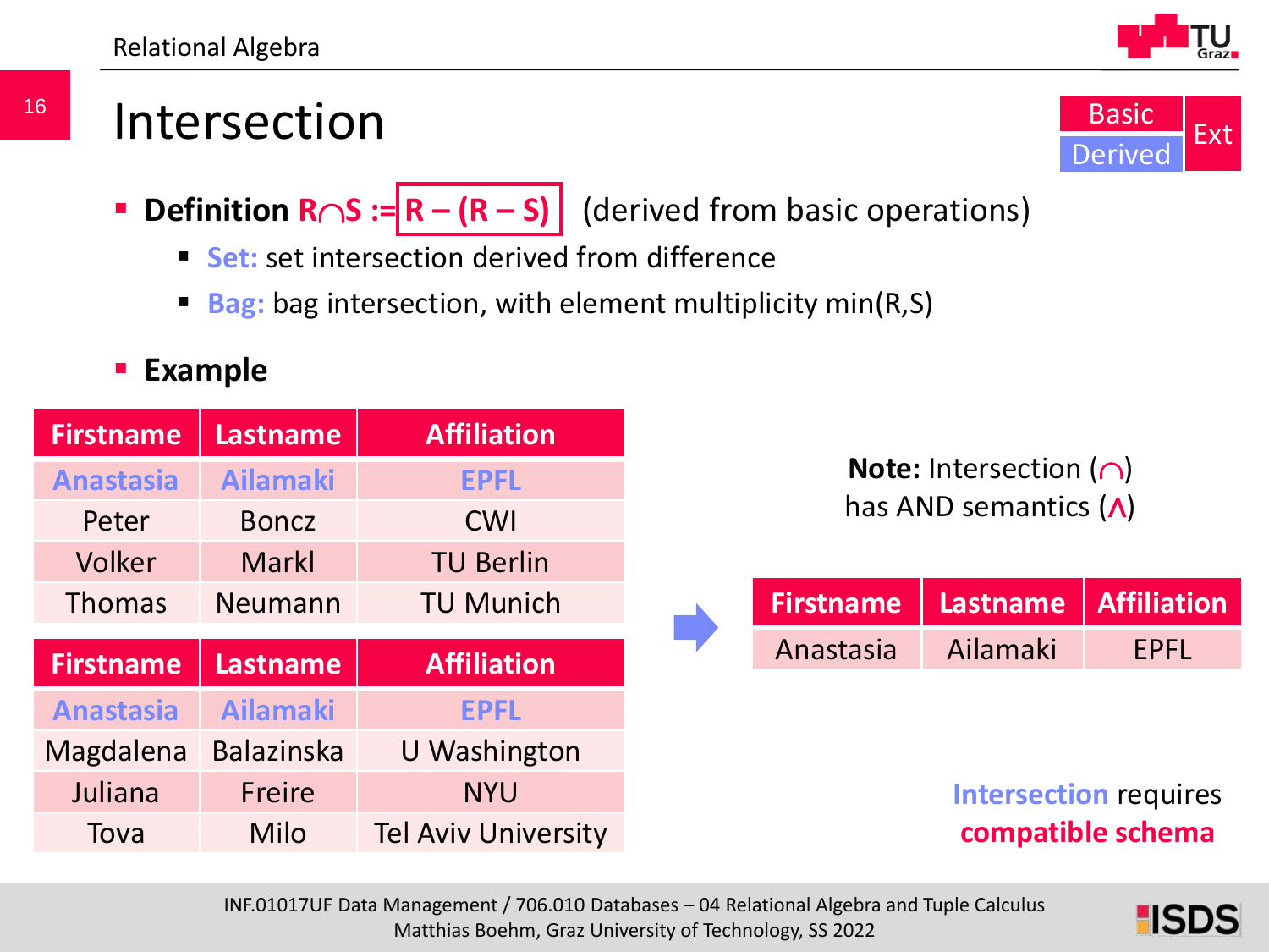# Intersection

Basic | Ext | Derived

- **Definition R∩S := R – (R – S)** (derived from basic operations)
  - **Set:** set intersection derived from difference
  - **Bag:** bag intersection, with element multiplicity min(R,S)

- **Example**

| Firstname | Lastname | Affiliation |
|---|---|---|
| Anastasia | Ailamaki | EPFL |
| Peter | Boncz | CWI |
| Volker | Markl | TU Berlin |
| Thomas | Neumann | TU Munich |

| Firstname | Lastname | Affiliation |
|---|---|---|
| Anastasia | Ailamaki | EPFL |
| Magdalena | Balazinska | U Washington |
| Juliana | Freire | NYU |
| Tova | Milo | Tel Aviv University |

**Note:** Intersection (∩) has AND semantics (∧)

| Firstname | Lastname | Affiliation |
|---|---|---|
| Anastasia | Ailamaki | EPFL |

Intersection requires **compatible schema**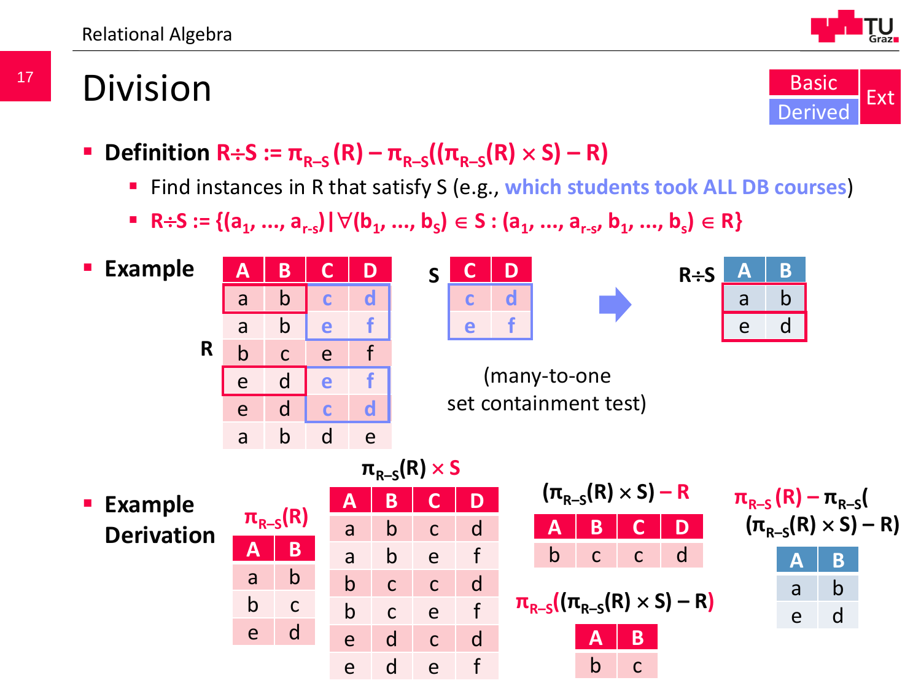# Division

Basic | Derived | Ext

- **Definition** $R \div S := \pi_{R-S}(R) - \pi_{R-S}((\pi_{R-S}(R) \times S) - R)$
  - Find instances in R that satisfy S (e.g., **which students took ALL DB courses**)
  - $R \div S := \{(a_1, ..., a_{r-s}) \mid \forall(b_1, ..., b_s) \in S : (a_1, ..., a_{r-s}, b_1, ..., b_s) \in R\}$

- **Example**

R

| A | B | C | D |
|---|---|---|---|
| a | b | c | d |
| a | b | e | f |
| b | c | e | f |
| e | d | e | f |
| e | d | c | d |
| a | b | d | e |

S

| C | D |
|---|---|
| c | d |
| e | f |

(many-to-one set containment test)

R÷S

| A | B |
|---|---|
| a | b |
| e | d |

- **Example Derivation**

$\pi_{R-S}(R)$

| A | B |
|---|---|
| a | b |
| b | c |
| e | d |

$\pi_{R-S}(R) \times S$

| A | B | C | D |
|---|---|---|---|
| a | b | c | d |
| a | b | e | f |
| b | c | c | d |
| b | c | e | f |
| e | d | c | d |
| e | d | e | f |

$(\pi_{R-S}(R) \times S) - R$

| A | B | C | D |
|---|---|---|---|
| b | c | c | d |

$\pi_{R-S}((\pi_{R-S}(R) \times S) - R)$

| A | B |
|---|---|
| b | c |

$\pi_{R-S}(R) - \pi_{R-S}((\pi_{R-S}(R) \times S) - R)$

| A | B |
|---|---|
| a | b |
| e | d |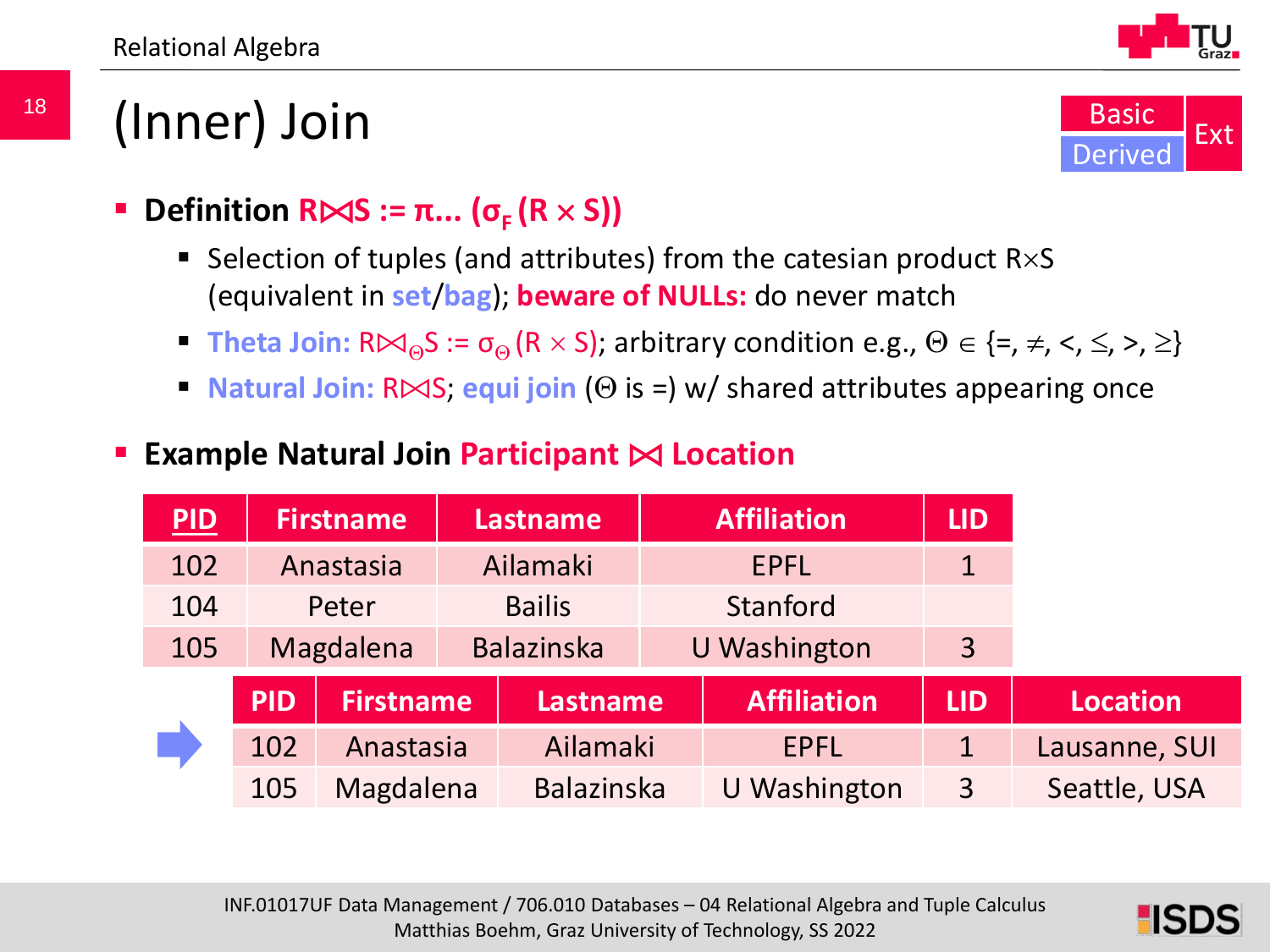# (Inner) Join

Basic | Derived | Ext

- **Definition $R \bowtie S := \pi ... (\sigma_F (R \times S))$**
  - Selection of tuples (and attributes) from the catesian product $R \times S$ (equivalent in **set**/**bag**); **beware of NULLs:** do never match
  - **Theta Join:** $R \bowtie_{\Theta} S := \sigma_{\Theta} (R \times S)$; arbitrary condition e.g., $\Theta \in \{=, \neq, <, \leq, >, \geq\}$
  - **Natural Join:** $R \bowtie S$; **equi join** ($\Theta$ is =) w/ shared attributes appearing once

- **Example Natural Join Participant ⋈ Location**

| PID | Firstname | Lastname | Affiliation | LID |
|---|---|---|---|---|
| 102 | Anastasia | Ailamaki | EPFL | 1 |
| 104 | Peter | Bailis | Stanford | |
| 105 | Magdalena | Balazinska | U Washington | 3 |

⇒

| PID | Firstname | Lastname | Affiliation | LID | Location |
|---|---|---|---|---|---|
| 102 | Anastasia | Ailamaki | EPFL | 1 | Lausanne, SUI |
| 105 | Magdalena | Balazinska | U Washington | 3 | Seattle, USA |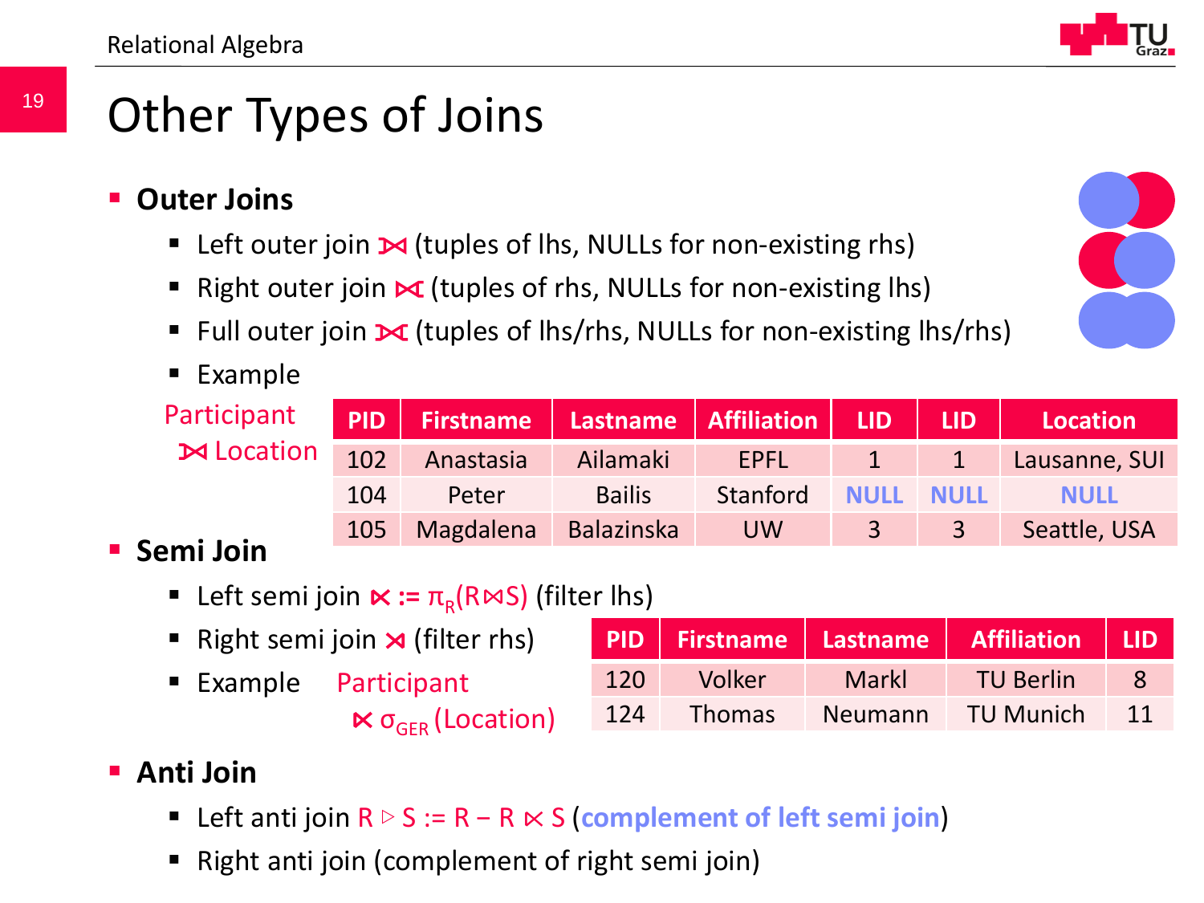# Other Types of Joins

- **Outer Joins**
  - Left outer join ⟕ (tuples of lhs, NULLs for non-existing rhs)
  - Right outer join ⟖ (tuples of rhs, NULLs for non-existing lhs)
  - Full outer join ⟗ (tuples of lhs/rhs, NULLs for non-existing lhs/rhs)
  - Example

Participant ⟕ Location

| PID | Firstname | Lastname | Affiliation | LID | LID | Location |
|---|---|---|---|---|---|---|
| 102 | Anastasia | Ailamaki | EPFL | 1 | 1 | Lausanne, SUI |
| 104 | Peter | Bailis | Stanford | NULL | NULL | NULL |
| 105 | Magdalena | Balazinska | UW | 3 | 3 | Seattle, USA |

- **Semi Join**
  - Left semi join $\ltimes := \pi_R(R \bowtie S)$ (filter lhs)
  - Right semi join $\rtimes$ (filter rhs)
  - Example Participant $\ltimes\ \sigma_{GER}$(Location)

| PID | Firstname | Lastname | Affiliation | LID |
|---|---|---|---|---|
| 120 | Volker | Markl | TU Berlin | 8 |
| 124 | Thomas | Neumann | TU Munich | 11 |

- **Anti Join**
  - Left anti join $R \triangleright S := R - R \ltimes S$ (complement of left semi join)
  - Right anti join (complement of right semi join)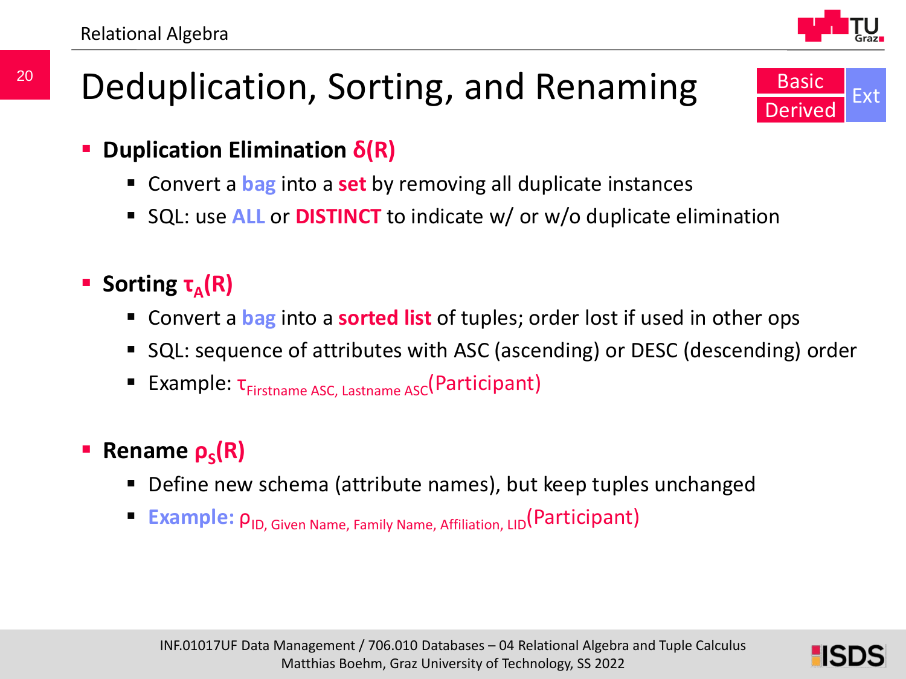# Deduplication, Sorting, and Renaming

Basic | Derived | Ext

- **Duplication Elimination $\delta(R)$**
  - Convert a **bag** into a **set** by removing all duplicate instances
  - SQL: use **ALL** or **DISTINCT** to indicate w/ or w/o duplicate elimination

- **Sorting $\tau_A(R)$**
  - Convert a **bag** into a **sorted list** of tuples; order lost if used in other ops
  - SQL: sequence of attributes with ASC (ascending) or DESC (descending) order
  - Example: $\tau_{\text{Firstname ASC, Lastname ASC}}(\text{Participant})$

- **Rename $\rho_S(R)$**
  - Define new schema (attribute names), but keep tuples unchanged
  - **Example:** $\rho_{\text{ID, Given Name, Family Name, Affiliation, LID}}(\text{Participant})$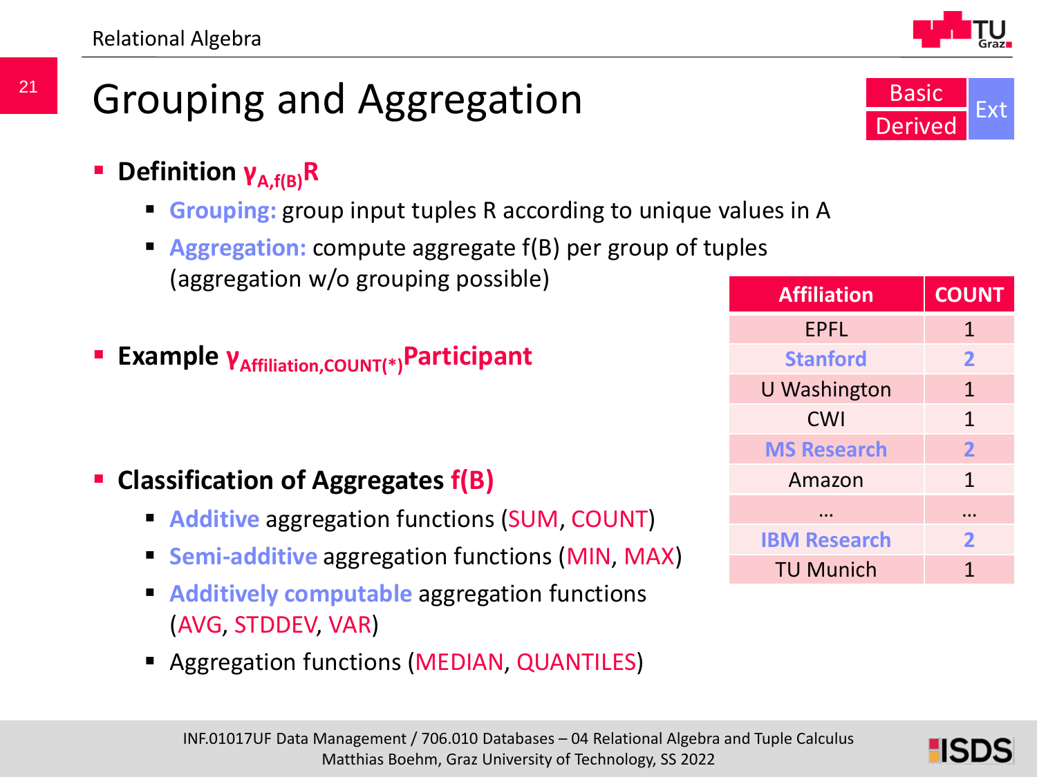# Grouping and Aggregation

Basic | Derived | Ext

- **Definition $\gamma_{A,f(B)}R$**
  - **Grouping:** group input tuples R according to unique values in A
  - **Aggregation:** compute aggregate f(B) per group of tuples (aggregation w/o grouping possible)

- **Example $\gamma_{Affiliation,COUNT(*)}Participant$**

| Affiliation | COUNT |
|---|---|
| EPFL | 1 |
| **Stanford** | **2** |
| U Washington | 1 |
| CWI | 1 |
| **MS Research** | **2** |
| Amazon | 1 |
| … | … |
| **IBM Research** | **2** |
| TU Munich | 1 |

- **Classification of Aggregates f(B)**
  - **Additive** aggregation functions (SUM, COUNT)
  - **Semi-additive** aggregation functions (MIN, MAX)
  - **Additively computable** aggregation functions (AVG, STDDEV, VAR)
  - Aggregation functions (MEDIAN, QUANTILES)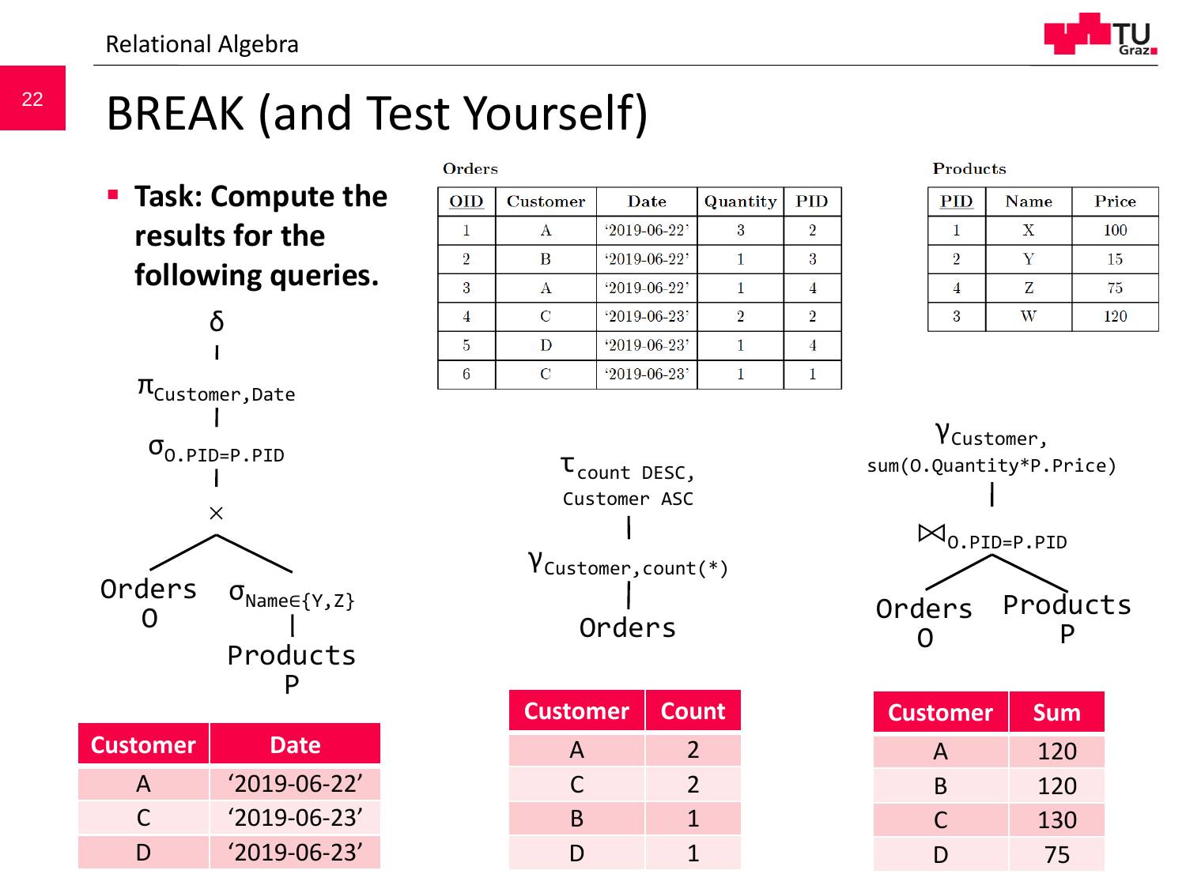# BREAK (and Test Yourself)

- **Task: Compute the results for the following queries.**

**Orders**

| OID | Customer | Date | Quantity | PID |
|---|---|---|---|---|
| 1 | A | '2019-06-22' | 3 | 2 |
| 2 | B | '2019-06-22' | 1 | 3 |
| 3 | A | '2019-06-22' | 1 | 4 |
| 4 | C | '2019-06-23' | 2 | 2 |
| 5 | D | '2019-06-23' | 1 | 4 |
| 6 | C | '2019-06-23' | 1 | 1 |

**Products**

| PID | Name | Price |
|---|---|---|
| 1 | X | 100 |
| 2 | Y | 15 |
| 4 | Z | 75 |
| 3 | W | 120 |

**Query 1:**

$$\delta\left(\pi_{\text{Customer,Date}}\left(\sigma_{\text{O.PID=P.PID}}\left(\text{Orders O} \times \sigma_{\text{Name}\in\{Y,Z\}}(\text{Products P})\right)\right)\right)$$

| Customer | Date |
|---|---|
| A | '2019-06-22' |
| C | '2019-06-23' |
| D | '2019-06-23' |

**Query 2:**

$$\tau_{\text{count DESC, Customer ASC}}\left(\gamma_{\text{Customer,count(*)}}(\text{Orders})\right)$$

| Customer | Count |
|---|---|
| A | 2 |
| C | 2 |
| B | 1 |
| D | 1 |

**Query 3:**

$$\gamma_{\text{Customer, sum(O.Quantity*P.Price)}}\left(\text{Orders O} \bowtie_{\text{O.PID=P.PID}} \text{Products P}\right)$$

| Customer | Sum |
|---|---|
| A | 120 |
| B | 120 |
| C | 130 |
| D | 75 |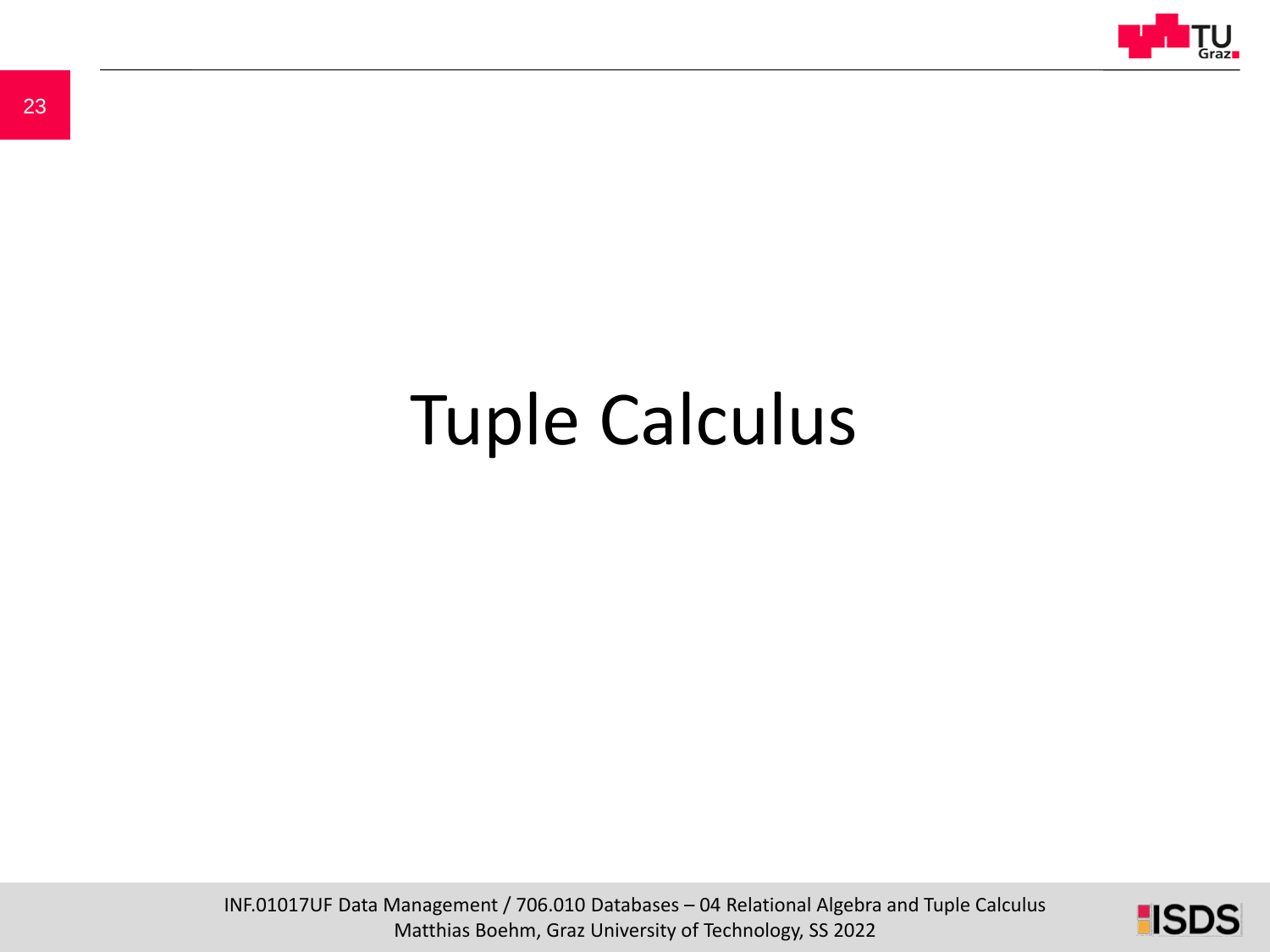# Tuple Calculus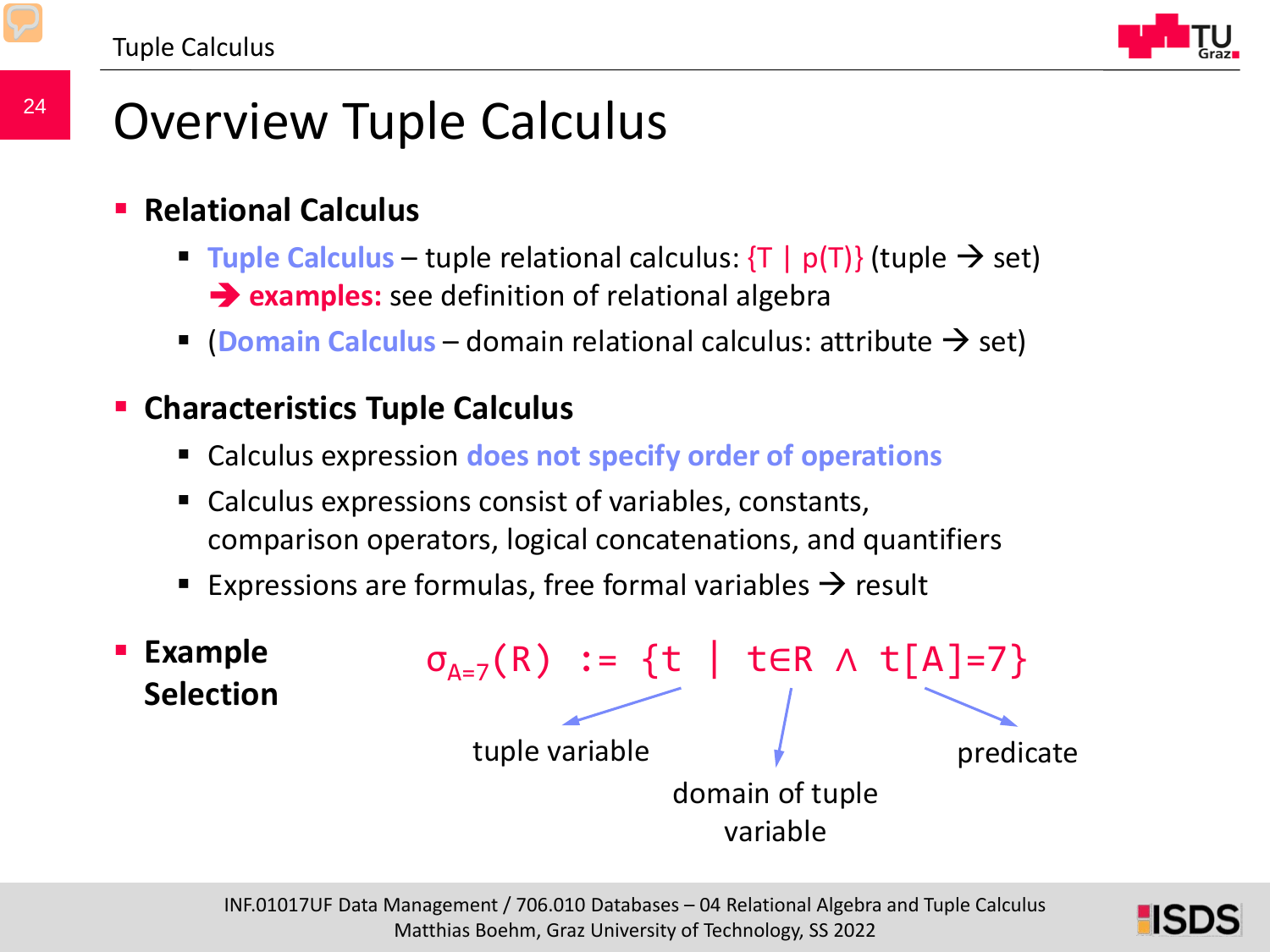# Overview Tuple Calculus

- **Relational Calculus**
  - Tuple Calculus – tuple relational calculus: {T | p(T)} (tuple → set)
    → **examples:** see definition of relational algebra
  - (Domain Calculus – domain relational calculus: attribute → set)

- **Characteristics Tuple Calculus**
  - Calculus expression does not specify order of operations
  - Calculus expressions consist of variables, constants, comparison operators, logical concatenations, and quantifiers
  - Expressions are formulas, free formal variables → result

- **Example Selection**

$$\sigma_{A=7}(R) := \{t \mid t \in R \wedge t[A]=7\}$$

tuple variable (t) — domain of tuple variable (t∈R) — predicate (t[A]=7)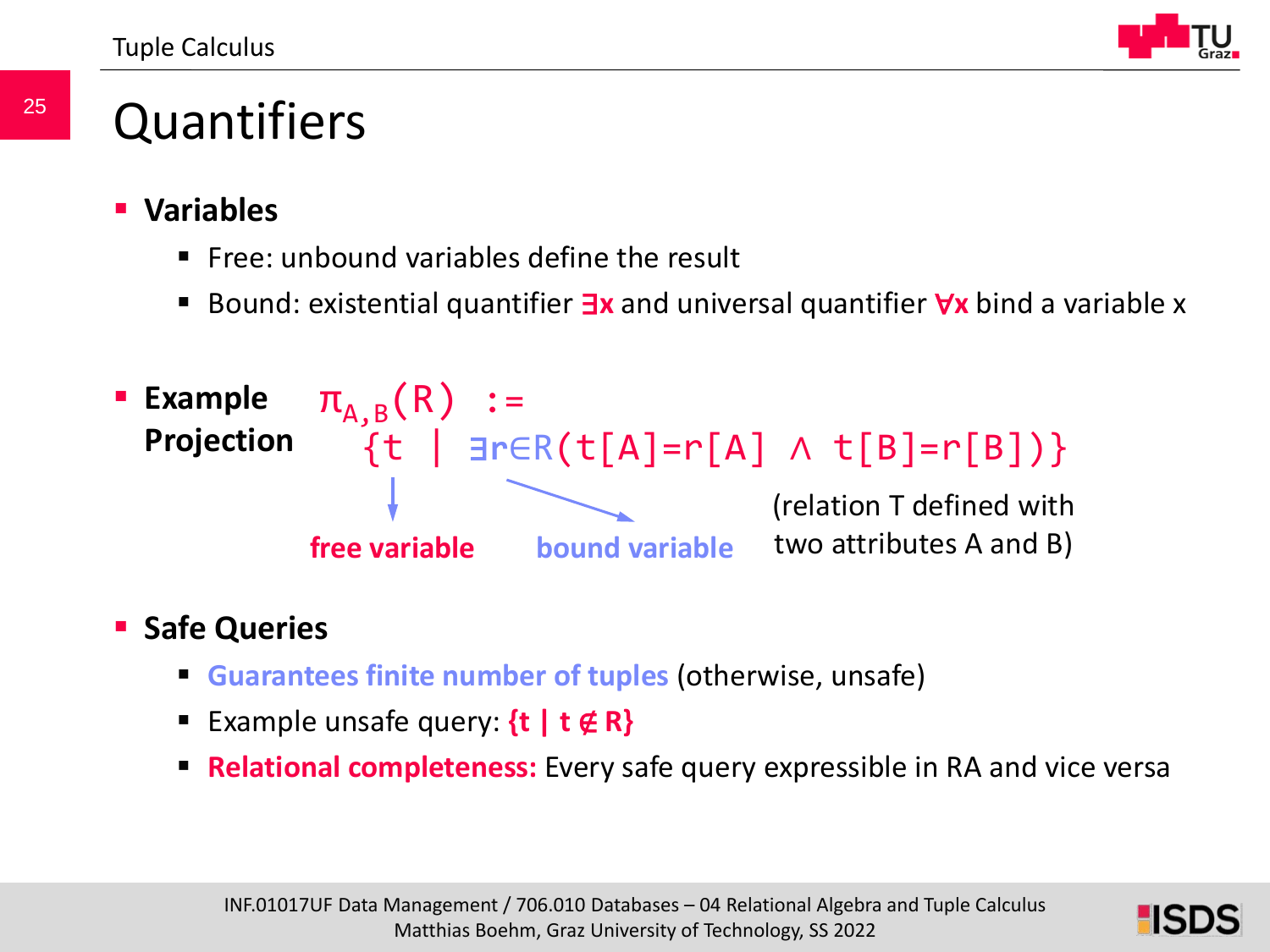# Quantifiers

- **Variables**
  - Free: unbound variables define the result
  - Bound: existential quantifier **∃x** and universal quantifier **∀x** bind a variable x

- **Example Projection**

$$\pi_{A,B}(R) := \{t \mid \exists r \in R(t[A]=r[A] \wedge t[B]=r[B])\}$$

  **free variable** (t) — **bound variable** (r)

  (relation T defined with two attributes A and B)

- **Safe Queries**
  - **Guarantees finite number of tuples** (otherwise, unsafe)
  - Example unsafe query: **{t | t ∉ R}**
  - **Relational completeness:** Every safe query expressible in RA and vice versa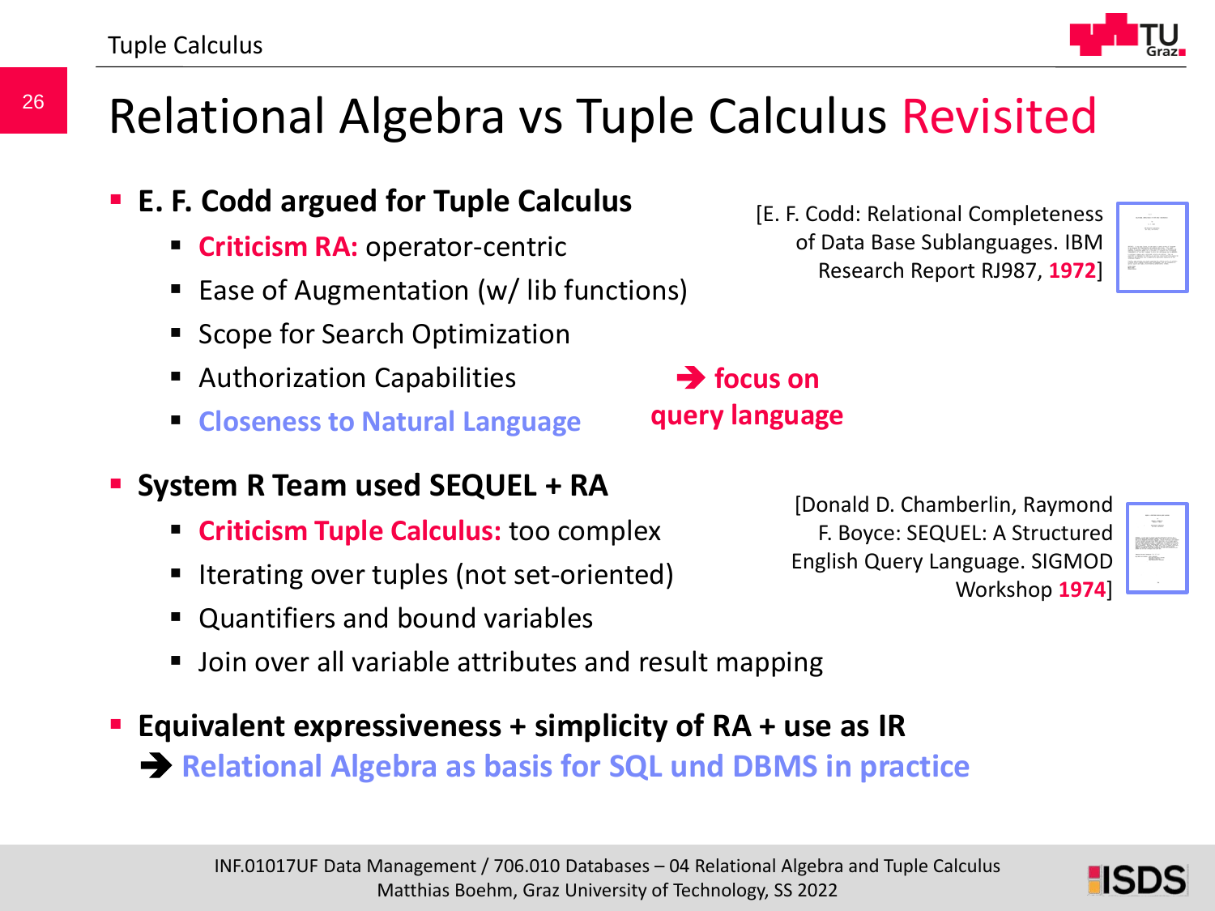# Relational Algebra vs Tuple Calculus Revisited

- **E. F. Codd argued for Tuple Calculus**
  - **Criticism RA:** operator-centric
  - Ease of Augmentation (w/ lib functions)
  - Scope for Search Optimization
  - Authorization Capabilities
  - **Closeness to Natural Language**

➔ **focus on query language**

[E. F. Codd: Relational Completeness of Data Base Sublanguages. IBM Research Report RJ987, **1972**]

- **System R Team used SEQUEL + RA**
  - **Criticism Tuple Calculus:** too complex
  - Iterating over tuples (not set-oriented)
  - Quantifiers and bound variables
  - Join over all variable attributes and result mapping

[Donald D. Chamberlin, Raymond F. Boyce: SEQUEL: A Structured English Query Language. SIGMOD Workshop **1974**]

- **Equivalent expressiveness + simplicity of RA + use as IR**
  ➔ **Relational Algebra as basis for SQL und DBMS in practice**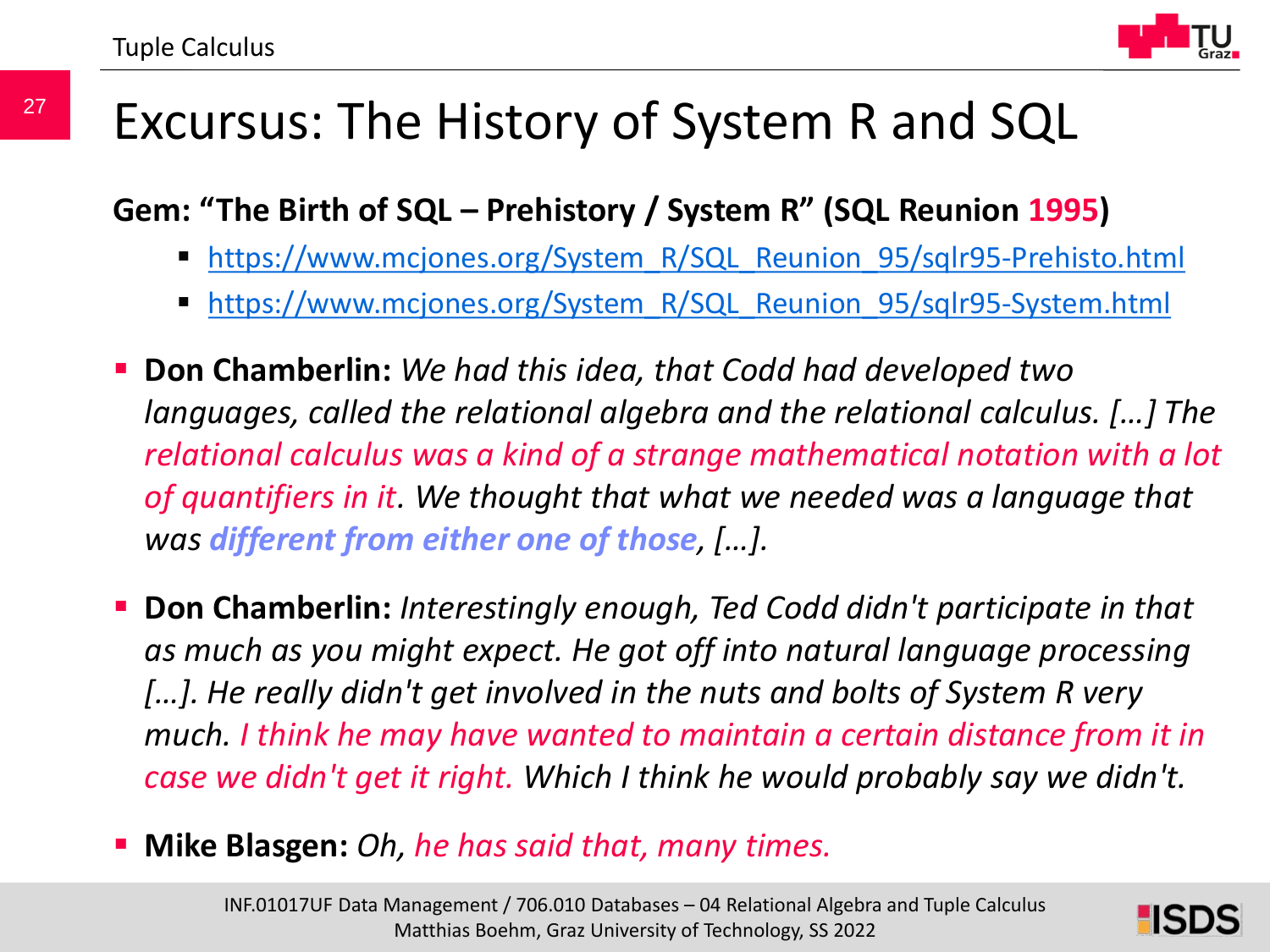# Excursus: The History of System R and SQL

**Gem: "The Birth of SQL – Prehistory / System R" (SQL Reunion 1995)**

- https://www.mcjones.org/System_R/SQL_Reunion_95/sqlr95-Prehisto.html
- https://www.mcjones.org/System_R/SQL_Reunion_95/sqlr95-System.html

- **Don Chamberlin:** *We had this idea, that Codd had developed two languages, called the relational algebra and the relational calculus. […] The relational calculus was a kind of a strange mathematical notation with a lot of quantifiers in it. We thought that what we needed was a language that was **different from either one of those**, […].*
- **Don Chamberlin:** *Interestingly enough, Ted Codd didn't participate in that as much as you might expect. He got off into natural language processing […]. He really didn't get involved in the nuts and bolts of System R very much. I think he may have wanted to maintain a certain distance from it in case we didn't get it right. Which I think he would probably say we didn't.*
- **Mike Blasgen:** *Oh, he has said that, many times.*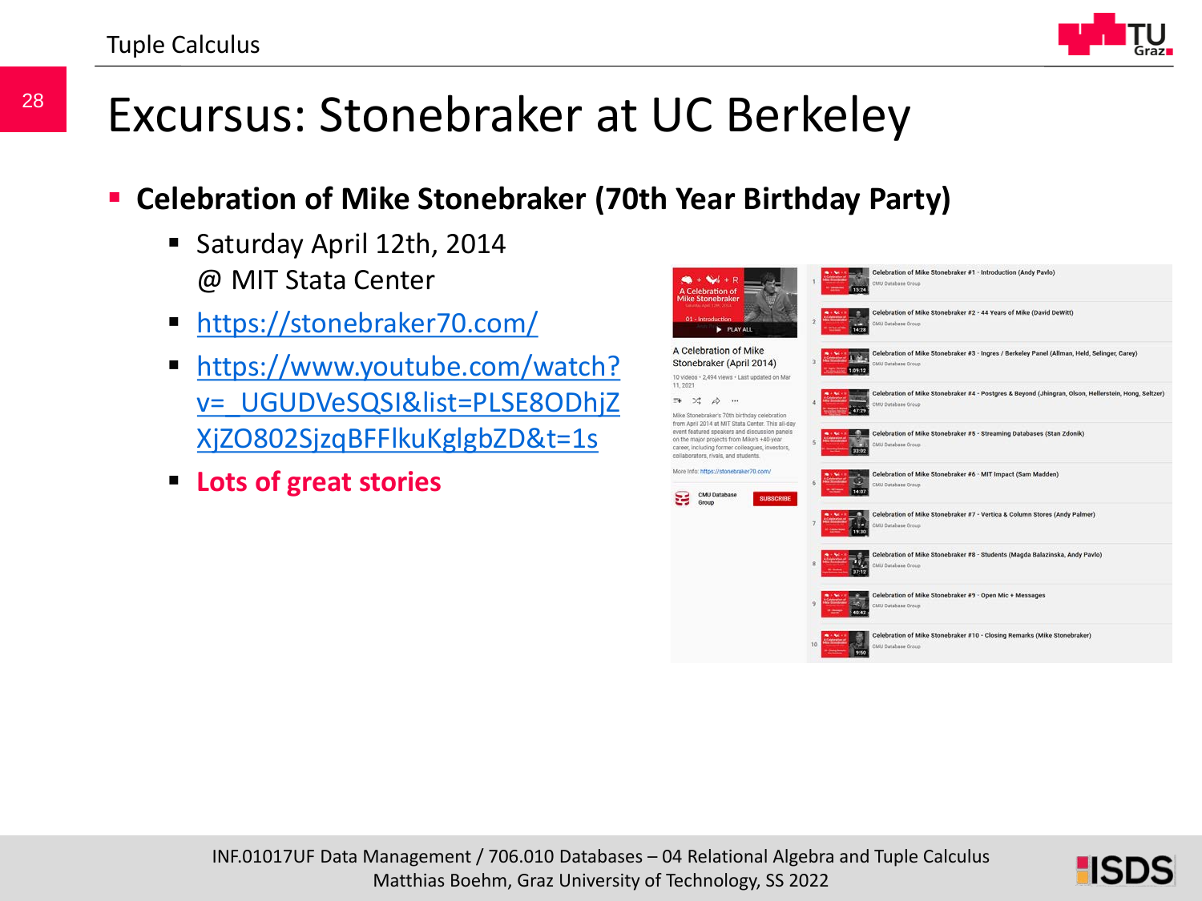# Excursus: Stonebraker at UC Berkeley

- **Celebration of Mike Stonebraker (70th Year Birthday Party)**
  - Saturday April 12th, 2014 @ MIT Stata Center
  - https://stonebraker70.com/
  - https://www.youtube.com/watch?v=_UGUDVeSQSI&list=PLSE8ODhjZXjZO802SjzqBFFlkuKglgbZD&t=1s
  - **Lots of great stories**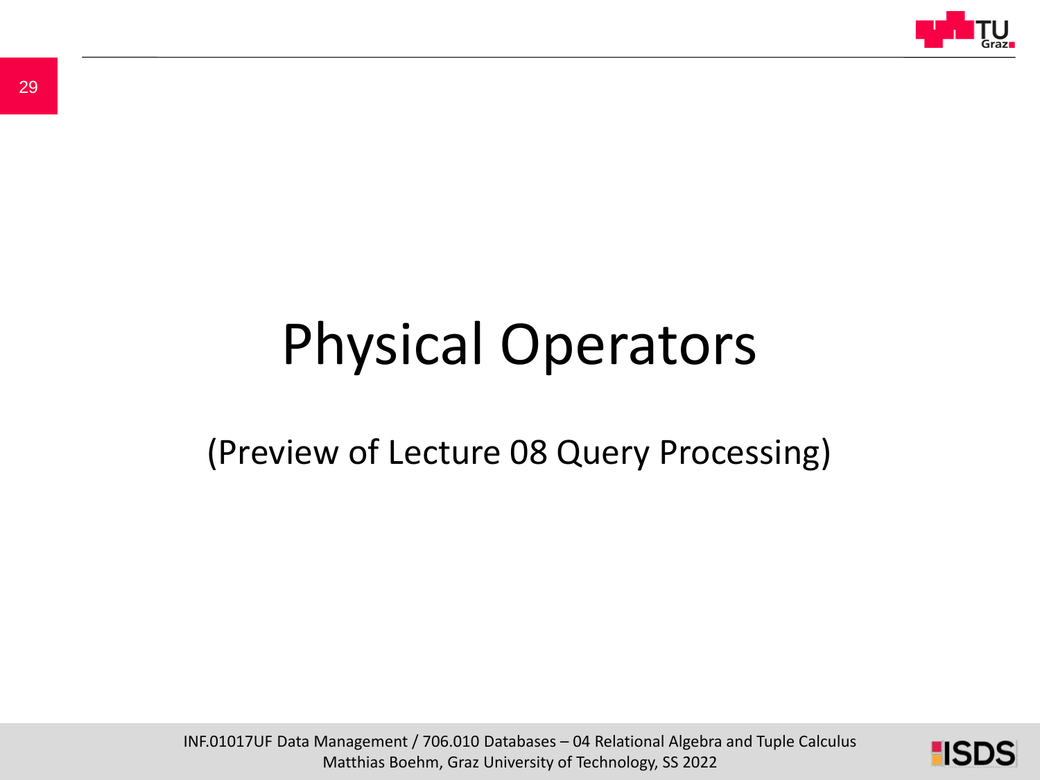# Physical Operators

(Preview of Lecture 08 Query Processing)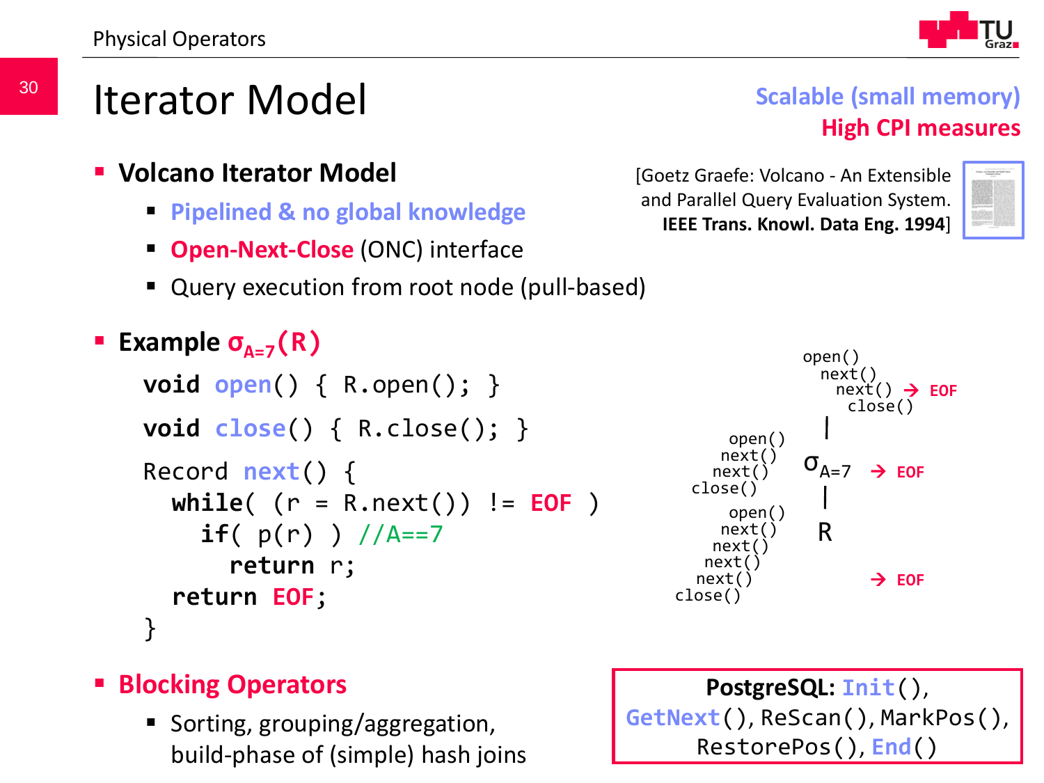# Iterator Model

**Scalable (small memory)**
**High CPI measures**

- **Volcano Iterator Model**
  - **Pipelined & no global knowledge**
  - **Open-Next-Close** (ONC) interface
  - Query execution from root node (pull-based)

[Goetz Graefe: Volcano - An Extensible and Parallel Query Evaluation System. **IEEE Trans. Knowl. Data Eng. 1994**]

- **Example $\sigma_{A=7}(R)$**

```
void open() { R.open(); }

void close() { R.close(); }

Record next() {
  while( (r = R.next()) != EOF )
    if( p(r) ) //A==7
      return r;
  return EOF;
}
```

```
                 open()
                   next()
                     next() → EOF
                       close()
                    |
  open()
  next()
  next()          σA=7   → EOF
close()
                    |
  open()
  next()
  next()            R
  next()
  next()                 → EOF
close()
```

- **Blocking Operators**
  - Sorting, grouping/aggregation, build-phase of (simple) hash joins

**PostgreSQL:** `Init()`, `GetNext()`, `ReScan()`, `MarkPos()`, `RestorePos()`, `End()`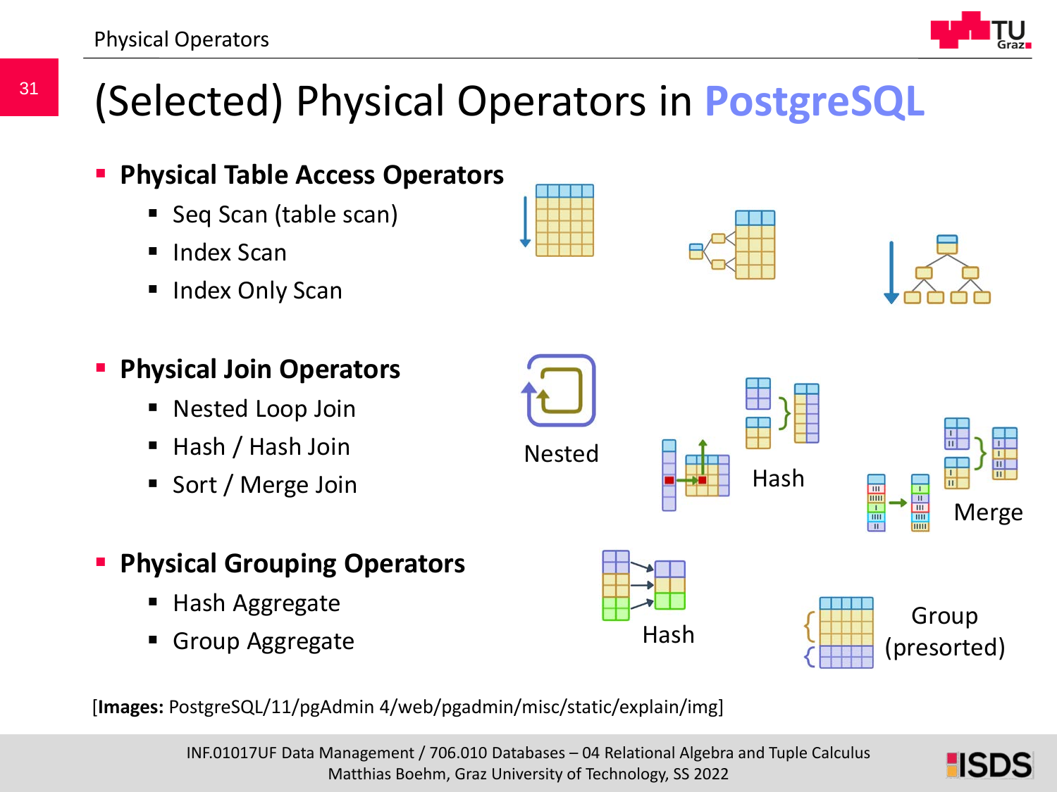# (Selected) Physical Operators in PostgreSQL

- **Physical Table Access Operators**
  - Seq Scan (table scan)
  - Index Scan
  - Index Only Scan
- **Physical Join Operators**
  - Nested Loop Join
  - Hash / Hash Join
  - Sort / Merge Join
- **Physical Grouping Operators**
  - Hash Aggregate
  - Group Aggregate

Nested

Hash

Merge

Hash

Group (presorted)

[**Images:** PostgreSQL/11/pgAdmin 4/web/pgadmin/misc/static/explain/img]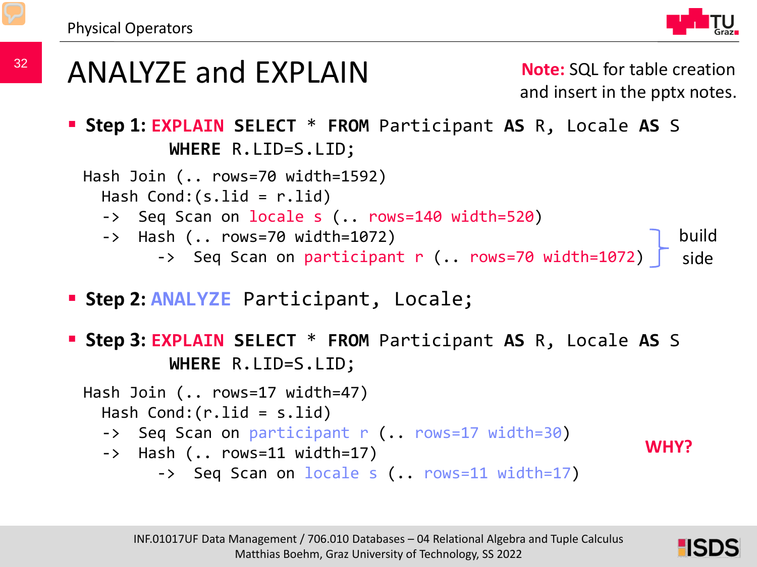# ANALYZE and EXPLAIN

**Note:** SQL for table creation and insert in the pptx notes.

- **Step 1:** **EXPLAIN SELECT** * **FROM** Participant **AS** R, Locale **AS** S **WHERE** R.LID=S.LID;

```
Hash Join (.. rows=70 width=1592)
  Hash Cond:(s.lid = r.lid)
  -> Seq Scan on locale s (.. rows=140 width=520)
  -> Hash (.. rows=70 width=1072)
       -> Seq Scan on participant r (.. rows=70 width=1072)
```

build side

- **Step 2:** **ANALYZE** Participant, Locale;

- **Step 3:** **EXPLAIN SELECT** * **FROM** Participant **AS** R, Locale **AS** S **WHERE** R.LID=S.LID;

```
Hash Join (.. rows=17 width=47)
  Hash Cond:(r.lid = s.lid)
  -> Seq Scan on participant r (.. rows=17 width=30)
  -> Hash (.. rows=11 width=17)
       -> Seq Scan on locale s (.. rows=11 width=17)
```

**WHY?**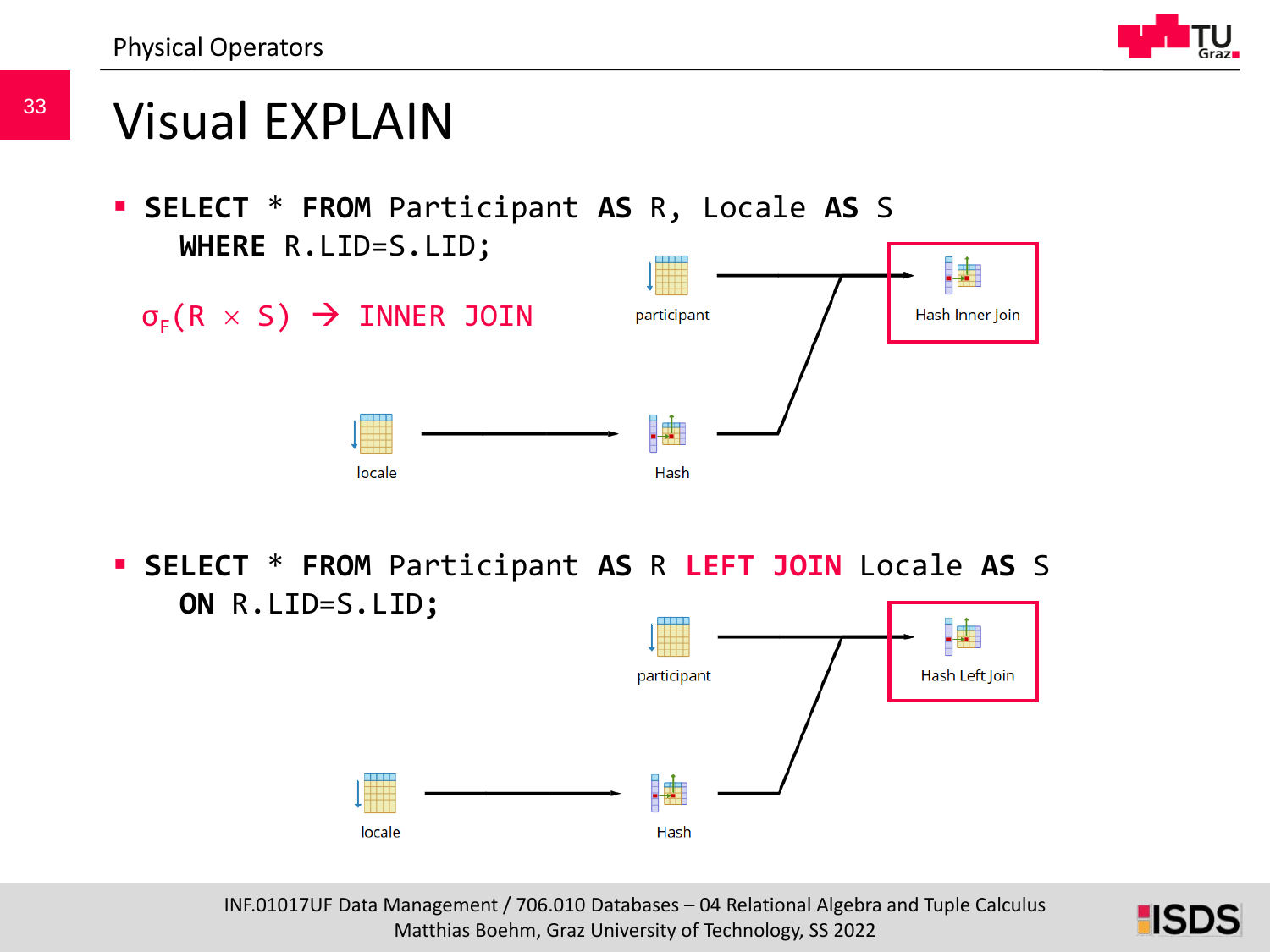# Visual EXPLAIN

- **SELECT** * **FROM** Participant **AS** R, Locale **AS** S
  **WHERE** R.LID=S.LID;

  $\sigma_F(R \times S)$ → INNER JOIN

  participant → Hash Inner Join

  locale → Hash → Hash Inner Join

- **SELECT** * **FROM** Participant **AS** R **LEFT JOIN** Locale **AS** S
  **ON** R.LID=S.LID;

  participant → Hash Left Join

  locale → Hash → Hash Left Join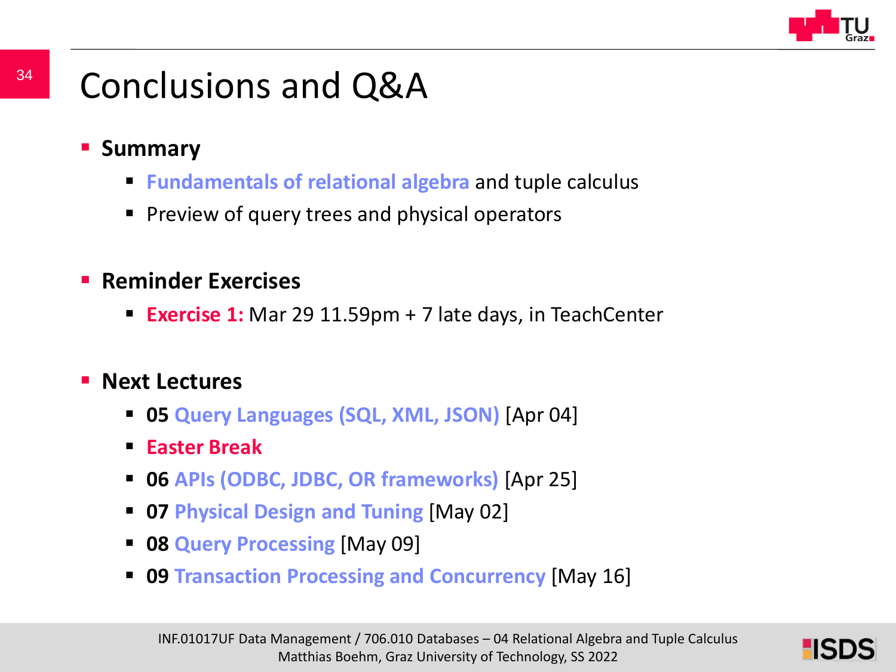# Conclusions and Q&A

- **Summary**
  - **Fundamentals of relational algebra** and tuple calculus
  - Preview of query trees and physical operators
- **Reminder Exercises**
  - **Exercise 1:** Mar 29 11.59pm + 7 late days, in TeachCenter
- **Next Lectures**
  - **05 Query Languages (SQL, XML, JSON)** [Apr 04]
  - **Easter Break**
  - **06 APIs (ODBC, JDBC, OR frameworks)** [Apr 25]
  - **07 Physical Design and Tuning** [May 02]
  - **08 Query Processing** [May 09]
  - **09 Transaction Processing and Concurrency** [May 16]